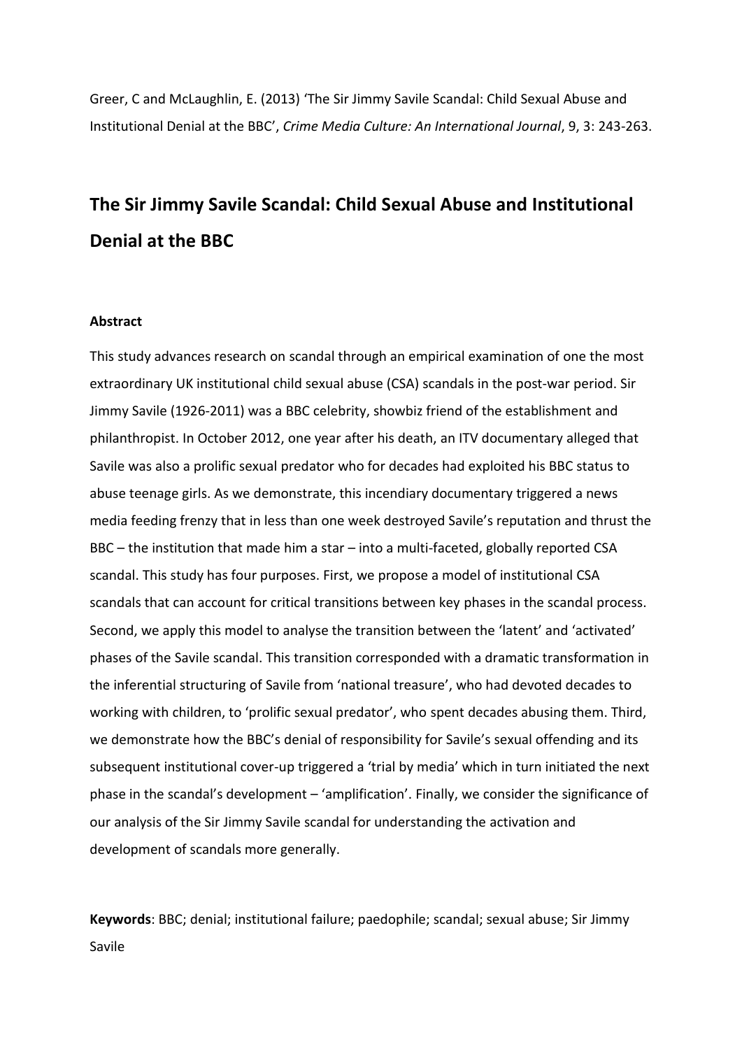Greer, C and McLaughlin, E. (2013) 'The Sir Jimmy Savile Scandal: Child Sexual Abuse and Institutional Denial at the BBC', *Crime Media Culture: An International Journal*, 9, 3: 243-263.

# The Sir Jimmy Savile Scandal: Child Sexual Abuse and Institutional Denial at the BBC

## Abstract

This study advances research on scandal through an empirical examination of one the most extraordinary UK institutional child sexual abuse (CSA) scandals in the post-war period. Sir Jimmy Savile (1926-2011) was a BBC celebrity, showbiz friend of the establishment and philanthropist. In October 2012, one year after his death, an ITV documentary alleged that Savile was also a prolific sexual predator who for decades had exploited his BBC status to abuse teenage girls. As we demonstrate, this incendiary documentary triggered a news media feeding frenzy that in less than one week destroyed Savile's reputation and thrust the BBC – the institution that made him a star – into a multi-faceted, globally reported CSA scandal. This study has four purposes. First, we propose a model of institutional CSA scandals that can account for critical transitions between key phases in the scandal process. Second, we apply this model to analyse the transition between the 'latent' and 'activated' phases of the Savile scandal. This transition corresponded with a dramatic transformation in the inferential structuring of Savile from 'national treasure', who had devoted decades to working with children, to 'prolific sexual predator', who spent decades abusing them. Third, we demonstrate how the BBC's denial of responsibility for Savile's sexual offending and its subsequent institutional cover-up triggered a 'trial by media' which in turn initiated the next phase in the scandal's development – 'amplification'. Finally, we consider the significance of our analysis of the Sir Jimmy Savile scandal for understanding the activation and development of scandals more generally.

**Keywords**: BBC; denial; institutional failure; paedophile; scandal; sexual abuse; Sir Jimmy Savile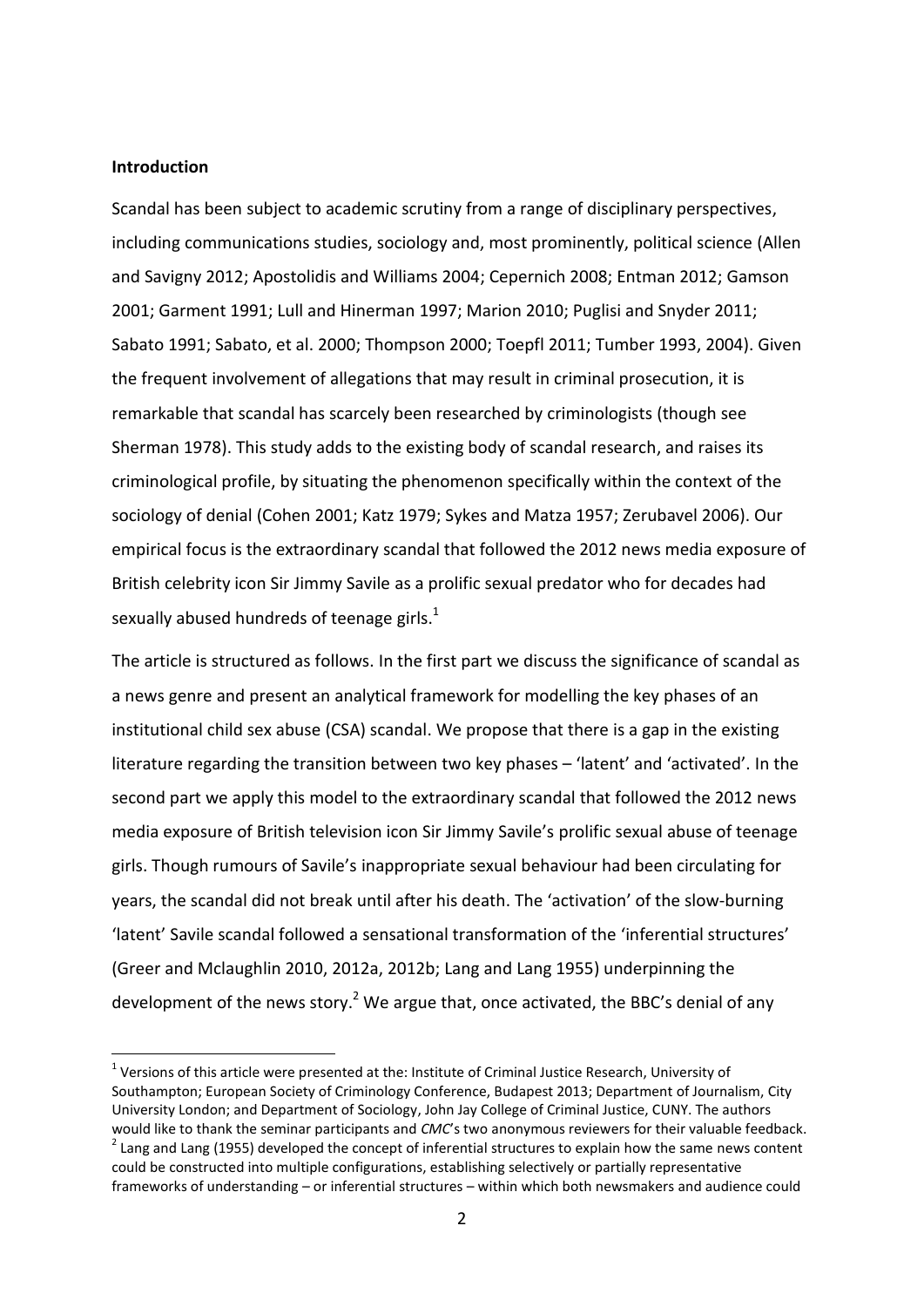**Introduction**

Scandal has been subject to academic scrutiny from a range of disciplinary perspectives, including communications studies, sociology and, most prominently, political science (Allen and Savigny 2012; Apostolidis and Williams 2004; Cepernich 2008; Entman 2012; Gamson 2001; Garment 1991; Lull and Hinerman 1997; Marion 2010; Puglisi and Snyder 2011; Sabato 1991; Sabato, et al. 2000; Thompson 2000; Toepfl 2011; Tumber 1993, 2004). Given the frequent involvement of allegations that may result in criminal prosecution, it is remarkable that scandal has scarcely been researched by criminologists (though see Sherman 1978). This study adds to the existing body of scandal research, and raises its criminological profile, by situating the phenomenon specifically within the context of the sociology of denial (Cohen 2001; Katz 1979; Sykes and Matza 1957; Zerubavel 2006). Our empirical focus is the extraordinary scandal that followed the 2012 news media exposure of British celebrity icon Sir Jimmy Savile as a prolific sexual predator who for decades had sexually abused hundreds of teenage girls.[1]

The article is structured as follows. In the first part we discuss the significance of scandal as a news genre and present an analytical framework for modelling the key phases of an institutional child sex abuse (CSA) scandal. We propose that there is a gap in the existing literature regarding the transition between two key phases – 'latent' and 'activated'. In the second part we apply this model to the extraordinary scandal that followed the 2012 news media exposure of British television icon Sir Jimmy Savile's prolific sexual abuse of teenage girls. Though rumours of Savile's inappropriate sexual behaviour had been circulating for years, the scandal did not break until after his death. The 'activation' of the slow-burning 'latent' Savile scandal followed a sensational transformation of the 'inferential structures' (Greer and Mclaughlin 2010, 2012a, 2012b; Lang and Lang 1955) underpinning the development of the news story.[2] We argue that, once activated, the BBC's denial of any

[1] Versions of this article were presented at the: Institute of Criminal Justice Research, University of Southampton; European Society of Criminology Conference, Budapest 2013; Department of Journalism, City University London; and Department of Sociology, John Jay College of Criminal Justice, CUNY. The authors would like to thank the seminar participants and *CMC*'s two anonymous reviewers for their valuable feedback.

[2] Lang and Lang (1955) developed the concept of inferential structures to explain how the same news content could be constructed into multiple configurations, establishing selectively or partially representative frameworks of understanding – or inferential structures – within which both newsmakers and audience could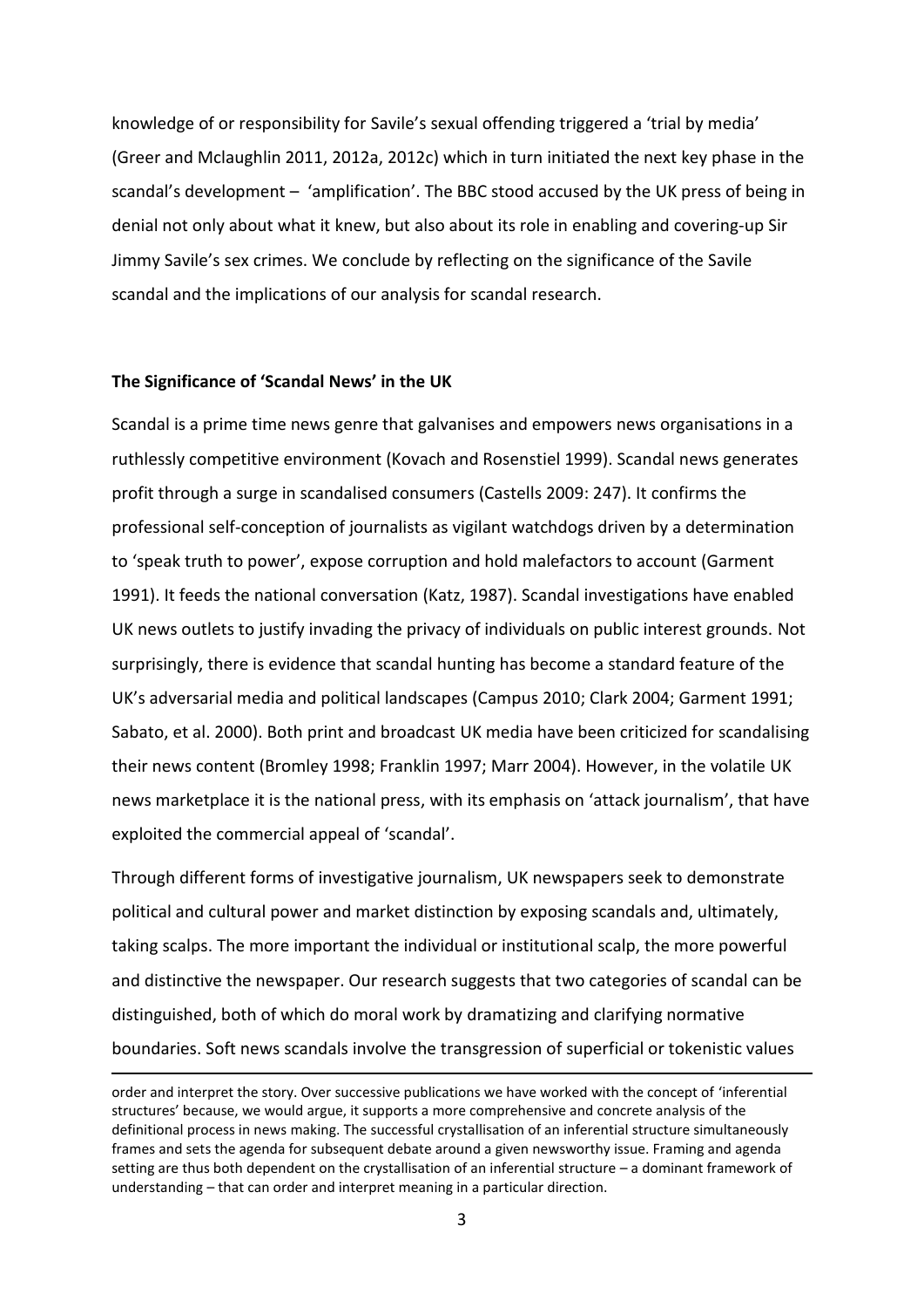knowledge of or responsibility for Savile's sexual offending triggered a 'trial by media' (Greer and Mclaughlin 2011, 2012a, 2012c) which in turn initiated the next key phase in the scandal's development – 'amplification'. The BBC stood accused by the UK press of being in denial not only about what it knew, but also about its role in enabling and covering-up Sir Jimmy Savile's sex crimes. We conclude by reflecting on the significance of the Savile scandal and the implications of our analysis for scandal research.

## The Significance of 'Scandal News' in the UK

Scandal is a prime time news genre that galvanises and empowers news organisations in a ruthlessly competitive environment (Kovach and Rosenstiel 1999). Scandal news generates profit through a surge in scandalised consumers (Castells 2009: 247). It confirms the professional self-conception of journalists as vigilant watchdogs driven by a determination to 'speak truth to power', expose corruption and hold malefactors to account (Garment 1991). It feeds the national conversation (Katz, 1987). Scandal investigations have enabled UK news outlets to justify invading the privacy of individuals on public interest grounds. Not surprisingly, there is evidence that scandal hunting has become a standard feature of the UK's adversarial media and political landscapes (Campus 2010; Clark 2004; Garment 1991; Sabato, et al. 2000). Both print and broadcast UK media have been criticized for scandalising their news content (Bromley 1998; Franklin 1997; Marr 2004). However, in the volatile UK news marketplace it is the national press, with its emphasis on 'attack journalism', that have exploited the commercial appeal of 'scandal'.

Through different forms of investigative journalism, UK newspapers seek to demonstrate political and cultural power and market distinction by exposing scandals and, ultimately, taking scalps. The more important the individual or institutional scalp, the more powerful and distinctive the newspaper. Our research suggests that two categories of scandal can be distinguished, both of which do moral work by dramatizing and clarifying normative boundaries. Soft news scandals involve the transgression of superficial or tokenistic values

---

order and interpret the story. Over successive publications we have worked with the concept of 'inferential structures' because, we would argue, it supports a more comprehensive and concrete analysis of the definitional process in news making. The successful crystallisation of an inferential structure simultaneously frames and sets the agenda for subsequent debate around a given newsworthy issue. Framing and agenda setting are thus both dependent on the crystallisation of an inferential structure – a dominant framework of understanding – that can order and interpret meaning in a particular direction.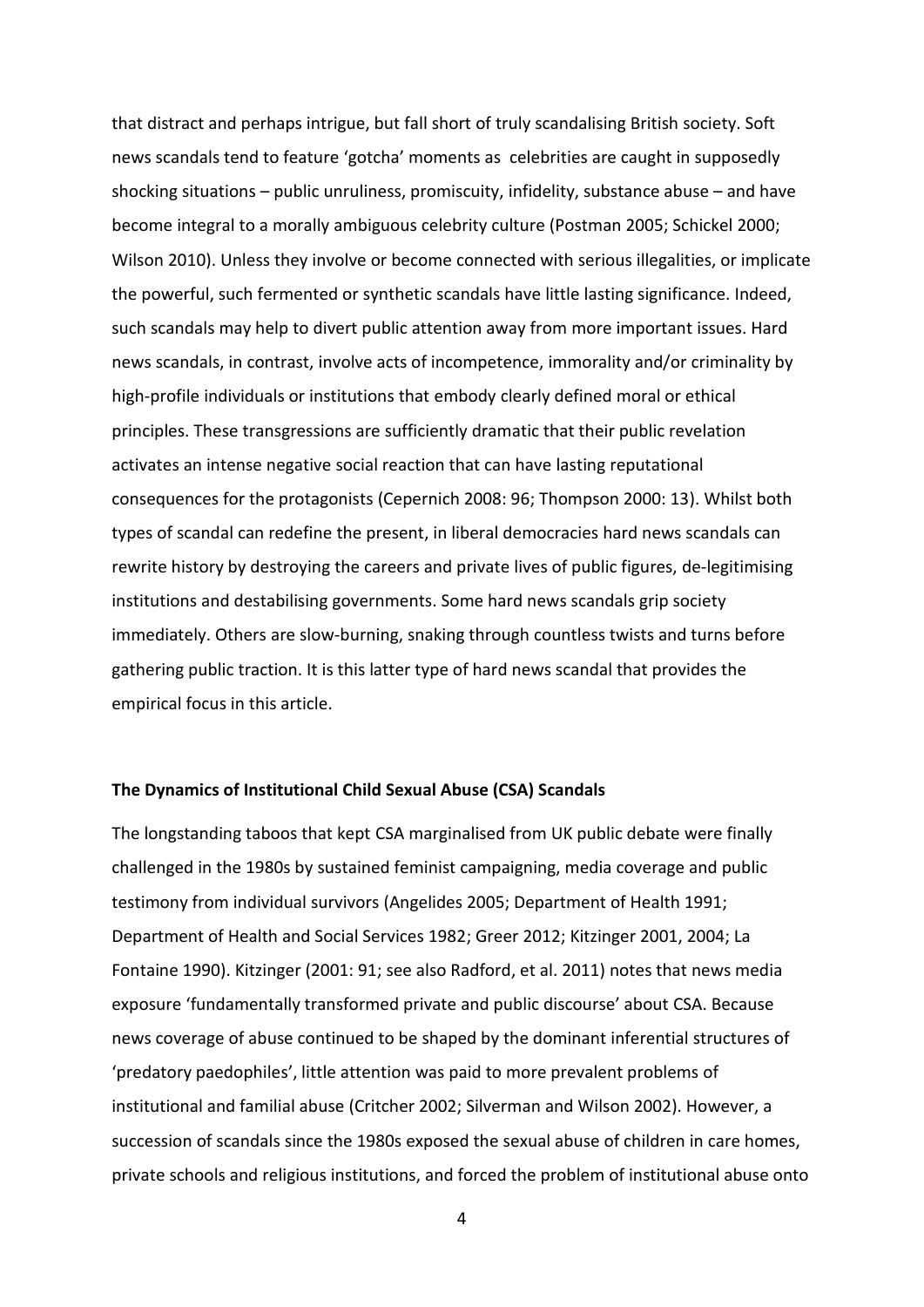that distract and perhaps intrigue, but fall short of truly scandalising British society. Soft news scandals tend to feature 'gotcha' moments as celebrities are caught in supposedly shocking situations – public unruliness, promiscuity, infidelity, substance abuse – and have become integral to a morally ambiguous celebrity culture (Postman 2005; Schickel 2000; Wilson 2010). Unless they involve or become connected with serious illegalities, or implicate the powerful, such fermented or synthetic scandals have little lasting significance. Indeed, such scandals may help to divert public attention away from more important issues. Hard news scandals, in contrast, involve acts of incompetence, immorality and/or criminality by high-profile individuals or institutions that embody clearly defined moral or ethical principles. These transgressions are sufficiently dramatic that their public revelation activates an intense negative social reaction that can have lasting reputational consequences for the protagonists (Cepernich 2008: 96; Thompson 2000: 13). Whilst both types of scandal can redefine the present, in liberal democracies hard news scandals can rewrite history by destroying the careers and private lives of public figures, de-legitimising institutions and destabilising governments. Some hard news scandals grip society immediately. Others are slow-burning, snaking through countless twists and turns before gathering public traction. It is this latter type of hard news scandal that provides the empirical focus in this article.

**The Dynamics of Institutional Child Sexual Abuse (CSA) Scandals**

The longstanding taboos that kept CSA marginalised from UK public debate were finally challenged in the 1980s by sustained feminist campaigning, media coverage and public testimony from individual survivors (Angelides 2005; Department of Health 1991; Department of Health and Social Services 1982; Greer 2012; Kitzinger 2001, 2004; La Fontaine 1990). Kitzinger (2001: 91; see also Radford, et al. 2011) notes that news media exposure 'fundamentally transformed private and public discourse' about CSA. Because news coverage of abuse continued to be shaped by the dominant inferential structures of 'predatory paedophiles', little attention was paid to more prevalent problems of institutional and familial abuse (Critcher 2002; Silverman and Wilson 2002). However, a succession of scandals since the 1980s exposed the sexual abuse of children in care homes, private schools and religious institutions, and forced the problem of institutional abuse onto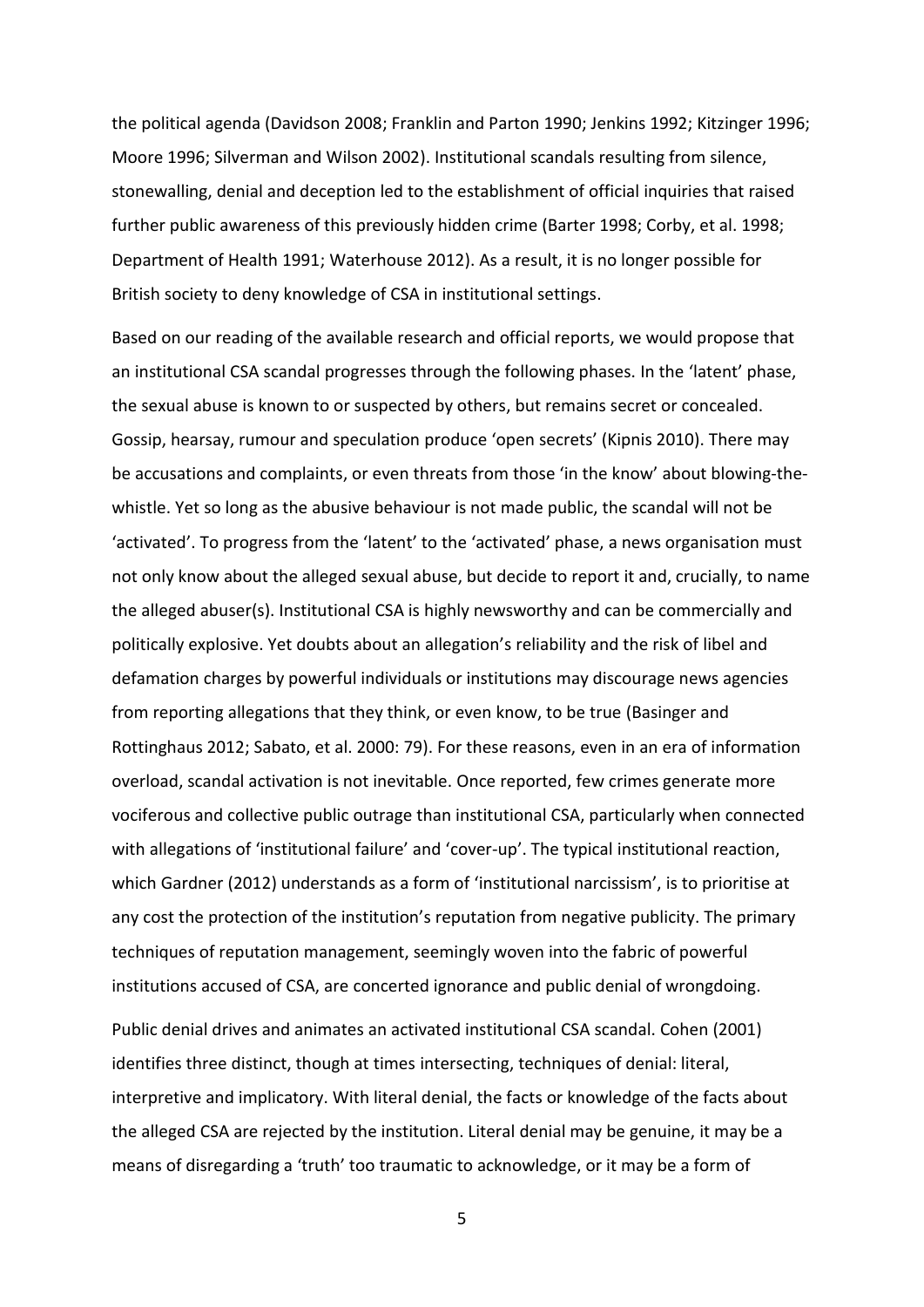the political agenda (Davidson 2008; Franklin and Parton 1990; Jenkins 1992; Kitzinger 1996; Moore 1996; Silverman and Wilson 2002). Institutional scandals resulting from silence, stonewalling, denial and deception led to the establishment of official inquiries that raised further public awareness of this previously hidden crime (Barter 1998; Corby, et al. 1998; Department of Health 1991; Waterhouse 2012). As a result, it is no longer possible for British society to deny knowledge of CSA in institutional settings.

Based on our reading of the available research and official reports, we would propose that an institutional CSA scandal progresses through the following phases. In the 'latent' phase, the sexual abuse is known to or suspected by others, but remains secret or concealed. Gossip, hearsay, rumour and speculation produce 'open secrets' (Kipnis 2010). There may be accusations and complaints, or even threats from those 'in the know' about blowing-the-whistle. Yet so long as the abusive behaviour is not made public, the scandal will not be 'activated'. To progress from the 'latent' to the 'activated' phase, a news organisation must not only know about the alleged sexual abuse, but decide to report it and, crucially, to name the alleged abuser(s). Institutional CSA is highly newsworthy and can be commercially and politically explosive. Yet doubts about an allegation's reliability and the risk of libel and defamation charges by powerful individuals or institutions may discourage news agencies from reporting allegations that they think, or even know, to be true (Basinger and Rottinghaus 2012; Sabato, et al. 2000: 79). For these reasons, even in an era of information overload, scandal activation is not inevitable. Once reported, few crimes generate more vociferous and collective public outrage than institutional CSA, particularly when connected with allegations of 'institutional failure' and 'cover-up'. The typical institutional reaction, which Gardner (2012) understands as a form of 'institutional narcissism', is to prioritise at any cost the protection of the institution's reputation from negative publicity. The primary techniques of reputation management, seemingly woven into the fabric of powerful institutions accused of CSA, are concerted ignorance and public denial of wrongdoing.

Public denial drives and animates an activated institutional CSA scandal. Cohen (2001) identifies three distinct, though at times intersecting, techniques of denial: literal, interpretive and implicatory. With literal denial, the facts or knowledge of the facts about the alleged CSA are rejected by the institution. Literal denial may be genuine, it may be a means of disregarding a 'truth' too traumatic to acknowledge, or it may be a form of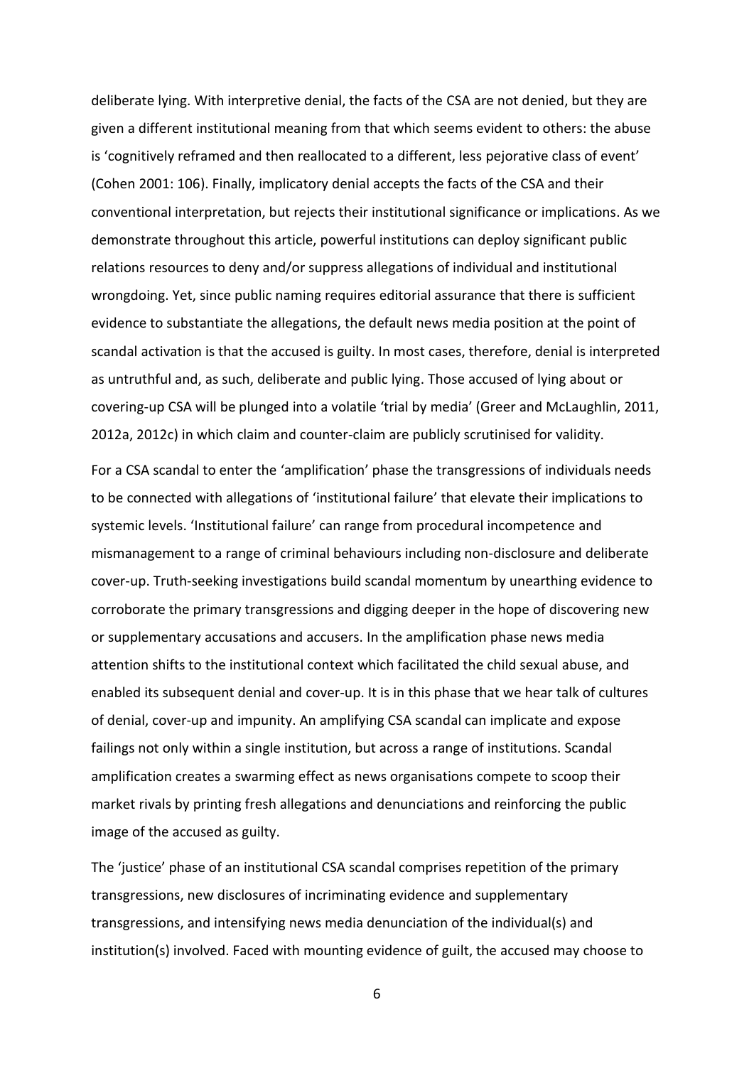deliberate lying. With interpretive denial, the facts of the CSA are not denied, but they are given a different institutional meaning from that which seems evident to others: the abuse is 'cognitively reframed and then reallocated to a different, less pejorative class of event' (Cohen 2001: 106). Finally, implicatory denial accepts the facts of the CSA and their conventional interpretation, but rejects their institutional significance or implications. As we demonstrate throughout this article, powerful institutions can deploy significant public relations resources to deny and/or suppress allegations of individual and institutional wrongdoing. Yet, since public naming requires editorial assurance that there is sufficient evidence to substantiate the allegations, the default news media position at the point of scandal activation is that the accused is guilty. In most cases, therefore, denial is interpreted as untruthful and, as such, deliberate and public lying. Those accused of lying about or covering-up CSA will be plunged into a volatile 'trial by media' (Greer and McLaughlin, 2011, 2012a, 2012c) in which claim and counter-claim are publicly scrutinised for validity.

For a CSA scandal to enter the 'amplification' phase the transgressions of individuals needs to be connected with allegations of 'institutional failure' that elevate their implications to systemic levels. 'Institutional failure' can range from procedural incompetence and mismanagement to a range of criminal behaviours including non-disclosure and deliberate cover-up. Truth-seeking investigations build scandal momentum by unearthing evidence to corroborate the primary transgressions and digging deeper in the hope of discovering new or supplementary accusations and accusers. In the amplification phase news media attention shifts to the institutional context which facilitated the child sexual abuse, and enabled its subsequent denial and cover-up. It is in this phase that we hear talk of cultures of denial, cover-up and impunity. An amplifying CSA scandal can implicate and expose failings not only within a single institution, but across a range of institutions. Scandal amplification creates a swarming effect as news organisations compete to scoop their market rivals by printing fresh allegations and denunciations and reinforcing the public image of the accused as guilty.

The 'justice' phase of an institutional CSA scandal comprises repetition of the primary transgressions, new disclosures of incriminating evidence and supplementary transgressions, and intensifying news media denunciation of the individual(s) and institution(s) involved. Faced with mounting evidence of guilt, the accused may choose to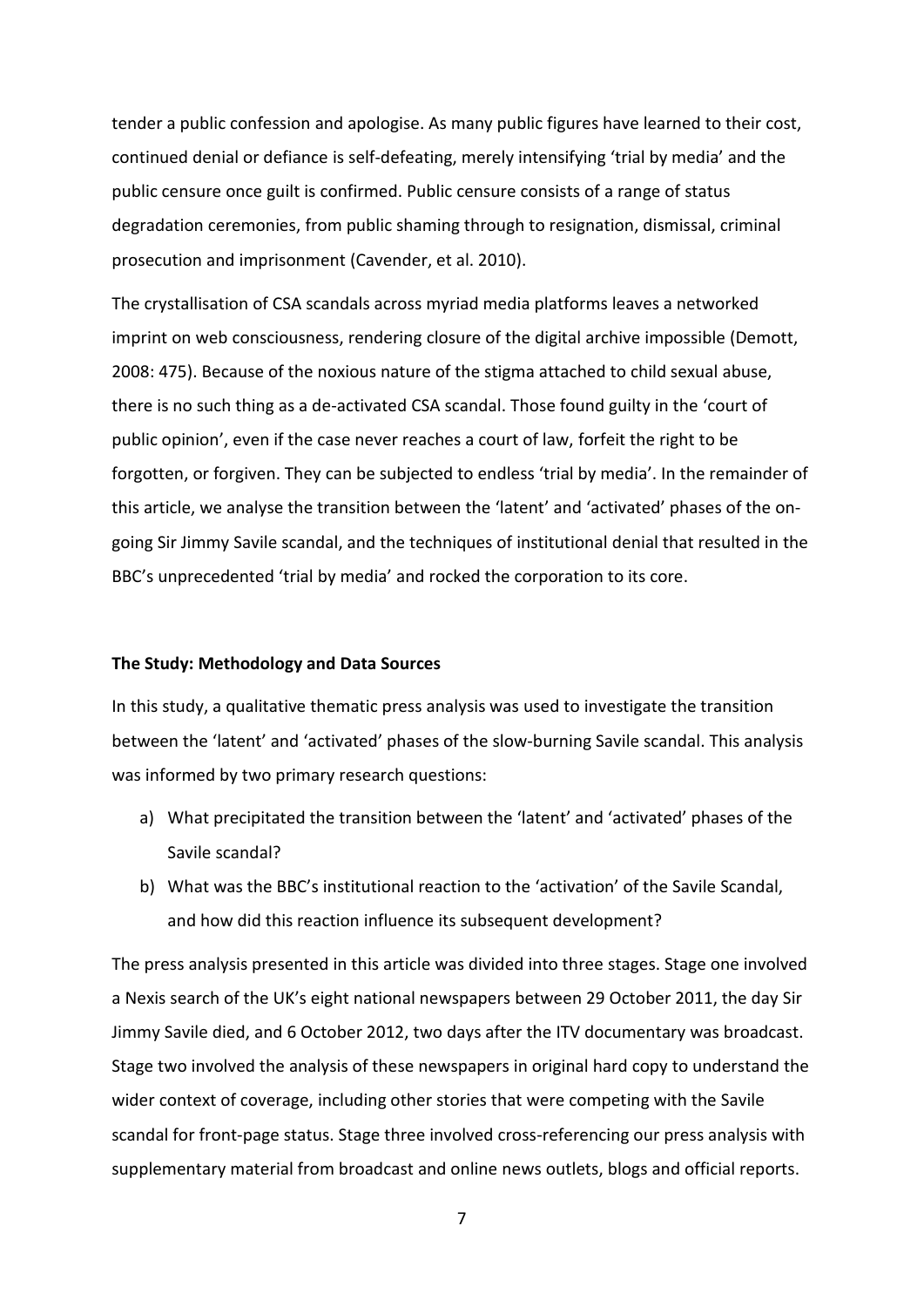tender a public confession and apologise. As many public figures have learned to their cost, continued denial or defiance is self-defeating, merely intensifying 'trial by media' and the public censure once guilt is confirmed. Public censure consists of a range of status degradation ceremonies, from public shaming through to resignation, dismissal, criminal prosecution and imprisonment (Cavender, et al. 2010).

The crystallisation of CSA scandals across myriad media platforms leaves a networked imprint on web consciousness, rendering closure of the digital archive impossible (Demott, 2008: 475). Because of the noxious nature of the stigma attached to child sexual abuse, there is no such thing as a de-activated CSA scandal. Those found guilty in the 'court of public opinion', even if the case never reaches a court of law, forfeit the right to be forgotten, or forgiven. They can be subjected to endless 'trial by media'. In the remainder of this article, we analyse the transition between the 'latent' and 'activated' phases of the on-going Sir Jimmy Savile scandal, and the techniques of institutional denial that resulted in the BBC's unprecedented 'trial by media' and rocked the corporation to its core.

### The Study: Methodology and Data Sources

In this study, a qualitative thematic press analysis was used to investigate the transition between the 'latent' and 'activated' phases of the slow-burning Savile scandal. This analysis was informed by two primary research questions:

a) What precipitated the transition between the 'latent' and 'activated' phases of the Savile scandal?
b) What was the BBC's institutional reaction to the 'activation' of the Savile Scandal, and how did this reaction influence its subsequent development?

The press analysis presented in this article was divided into three stages. Stage one involved a Nexis search of the UK's eight national newspapers between 29 October 2011, the day Sir Jimmy Savile died, and 6 October 2012, two days after the ITV documentary was broadcast. Stage two involved the analysis of these newspapers in original hard copy to understand the wider context of coverage, including other stories that were competing with the Savile scandal for front-page status. Stage three involved cross-referencing our press analysis with supplementary material from broadcast and online news outlets, blogs and official reports.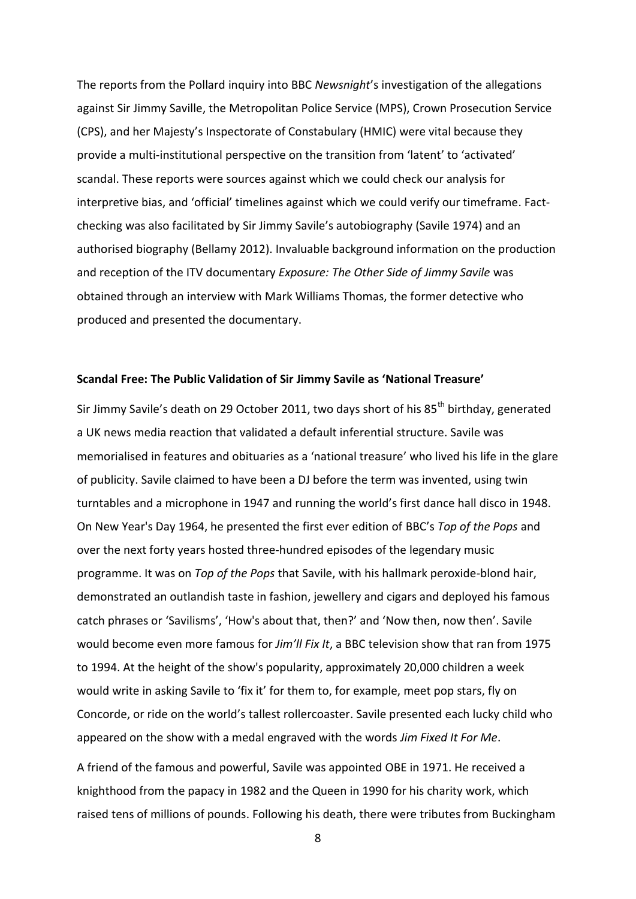The reports from the Pollard inquiry into BBC *Newsnight*'s investigation of the allegations against Sir Jimmy Saville, the Metropolitan Police Service (MPS), Crown Prosecution Service (CPS), and her Majesty's Inspectorate of Constabulary (HMIC) were vital because they provide a multi-institutional perspective on the transition from 'latent' to 'activated' scandal. These reports were sources against which we could check our analysis for interpretive bias, and 'official' timelines against which we could verify our timeframe. Fact-checking was also facilitated by Sir Jimmy Savile's autobiography (Savile 1974) and an authorised biography (Bellamy 2012). Invaluable background information on the production and reception of the ITV documentary *Exposure: The Other Side of Jimmy Savile* was obtained through an interview with Mark Williams Thomas, the former detective who produced and presented the documentary.

**Scandal Free: The Public Validation of Sir Jimmy Savile as 'National Treasure'**

Sir Jimmy Savile's death on 29 October 2011, two days short of his 85th birthday, generated a UK news media reaction that validated a default inferential structure. Savile was memorialised in features and obituaries as a 'national treasure' who lived his life in the glare of publicity. Savile claimed to have been a DJ before the term was invented, using twin turntables and a microphone in 1947 and running the world's first dance hall disco in 1948. On New Year's Day 1964, he presented the first ever edition of BBC's *Top of the Pops* and over the next forty years hosted three-hundred episodes of the legendary music programme. It was on *Top of the Pops* that Savile, with his hallmark peroxide-blond hair, demonstrated an outlandish taste in fashion, jewellery and cigars and deployed his famous catch phrases or 'Savilisms', 'How's about that, then?' and 'Now then, now then'. Savile would become even more famous for *Jim'll Fix It*, a BBC television show that ran from 1975 to 1994. At the height of the show's popularity, approximately 20,000 children a week would write in asking Savile to 'fix it' for them to, for example, meet pop stars, fly on Concorde, or ride on the world's tallest rollercoaster. Savile presented each lucky child who appeared on the show with a medal engraved with the words *Jim Fixed It For Me*.

A friend of the famous and powerful, Savile was appointed OBE in 1971. He received a knighthood from the papacy in 1982 and the Queen in 1990 for his charity work, which raised tens of millions of pounds. Following his death, there were tributes from Buckingham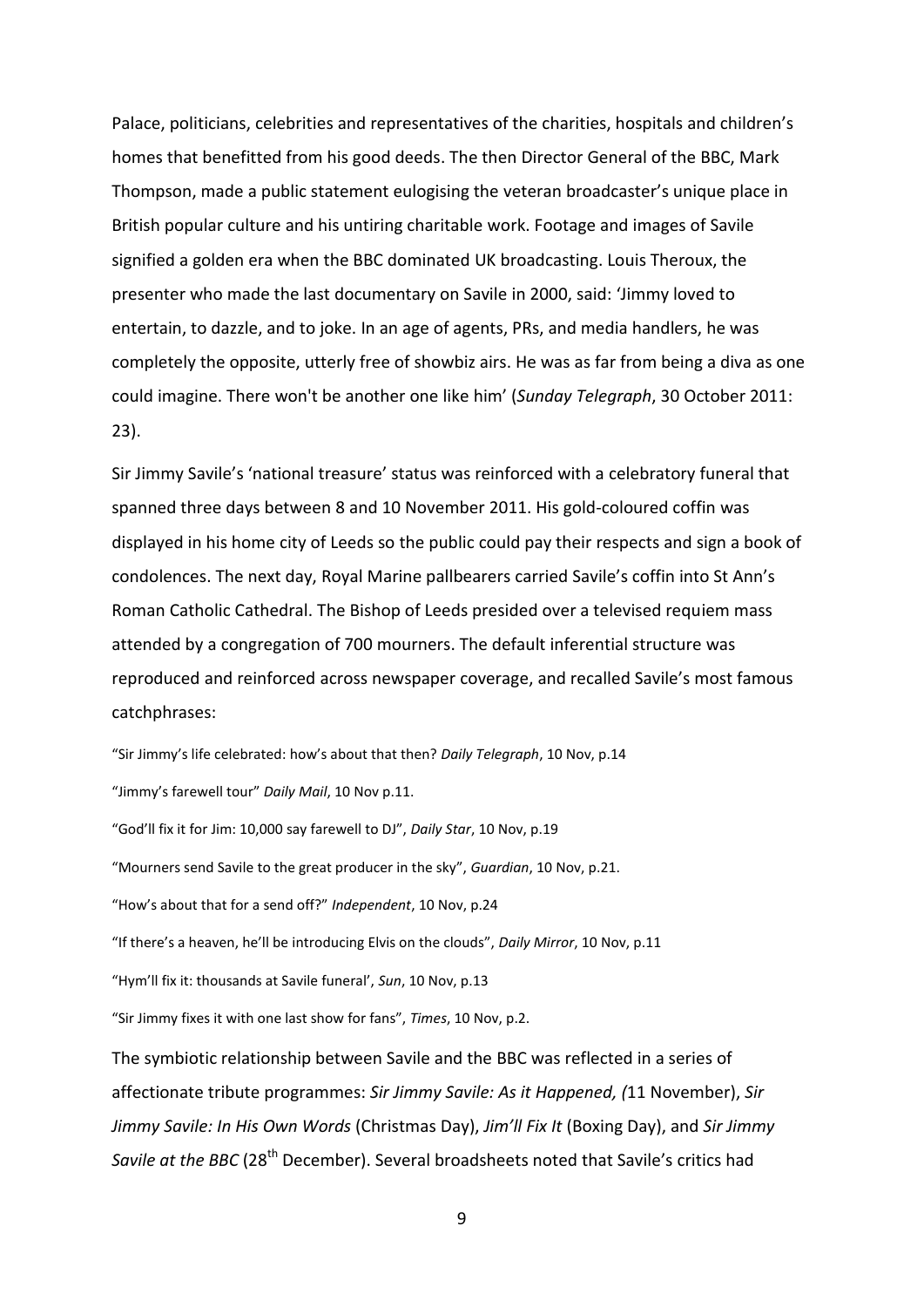Palace, politicians, celebrities and representatives of the charities, hospitals and children's homes that benefitted from his good deeds. The then Director General of the BBC, Mark Thompson, made a public statement eulogising the veteran broadcaster's unique place in British popular culture and his untiring charitable work. Footage and images of Savile signified a golden era when the BBC dominated UK broadcasting. Louis Theroux, the presenter who made the last documentary on Savile in 2000, said: 'Jimmy loved to entertain, to dazzle, and to joke. In an age of agents, PRs, and media handlers, he was completely the opposite, utterly free of showbiz airs. He was as far from being a diva as one could imagine. There won't be another one like him' (*Sunday Telegraph*, 30 October 2011: 23).

Sir Jimmy Savile's 'national treasure' status was reinforced with a celebratory funeral that spanned three days between 8 and 10 November 2011. His gold-coloured coffin was displayed in his home city of Leeds so the public could pay their respects and sign a book of condolences. The next day, Royal Marine pallbearers carried Savile's coffin into St Ann's Roman Catholic Cathedral. The Bishop of Leeds presided over a televised requiem mass attended by a congregation of 700 mourners. The default inferential structure was reproduced and reinforced across newspaper coverage, and recalled Savile's most famous catchphrases:

"Sir Jimmy's life celebrated: how's about that then? *Daily Telegraph*, 10 Nov, p.14

"Jimmy's farewell tour" *Daily Mail*, 10 Nov p.11.

"God'll fix it for Jim: 10,000 say farewell to DJ", *Daily Star*, 10 Nov, p.19

"Mourners send Savile to the great producer in the sky", *Guardian*, 10 Nov, p.21.

"How's about that for a send off?" *Independent*, 10 Nov, p.24

"If there's a heaven, he'll be introducing Elvis on the clouds", *Daily Mirror*, 10 Nov, p.11

"Hym'll fix it: thousands at Savile funeral', *Sun*, 10 Nov, p.13

"Sir Jimmy fixes it with one last show for fans", *Times*, 10 Nov, p.2.

The symbiotic relationship between Savile and the BBC was reflected in a series of affectionate tribute programmes: *Sir Jimmy Savile: As it Happened, (*11 November), *Sir Jimmy Savile: In His Own Words* (Christmas Day), *Jim'll Fix It* (Boxing Day), and *Sir Jimmy Savile at the BBC* (28th December). Several broadsheets noted that Savile's critics had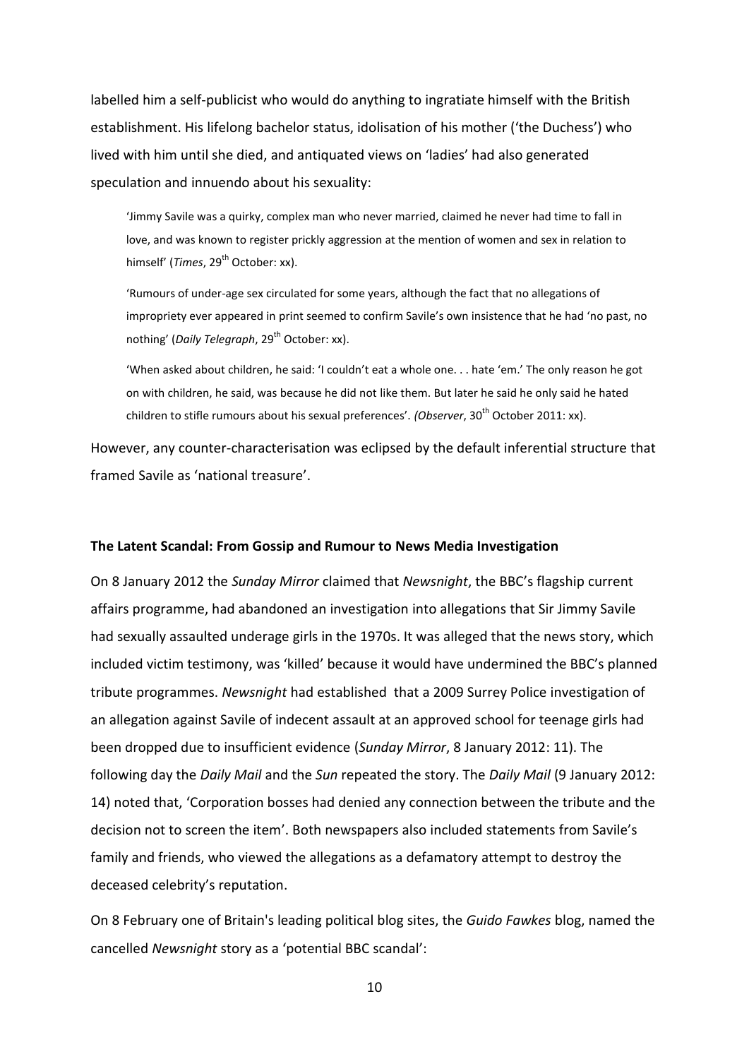labelled him a self-publicist who would do anything to ingratiate himself with the British establishment. His lifelong bachelor status, idolisation of his mother ('the Duchess') who lived with him until she died, and antiquated views on 'ladies' had also generated speculation and innuendo about his sexuality:

> 'Jimmy Savile was a quirky, complex man who never married, claimed he never had time to fall in love, and was known to register prickly aggression at the mention of women and sex in relation to himself' (*Times*, 29th October: xx).
>
> 'Rumours of under-age sex circulated for some years, although the fact that no allegations of impropriety ever appeared in print seemed to confirm Savile's own insistence that he had 'no past, no nothing' (*Daily Telegraph*, 29th October: xx).
>
> 'When asked about children, he said: 'I couldn't eat a whole one. . . hate 'em.' The only reason he got on with children, he said, was because he did not like them. But later he said he only said he hated children to stifle rumours about his sexual preferences'. *(Observer*, 30th October 2011: xx).

However, any counter-characterisation was eclipsed by the default inferential structure that framed Savile as 'national treasure'.

**The Latent Scandal: From Gossip and Rumour to News Media Investigation**

On 8 January 2012 the *Sunday Mirror* claimed that *Newsnight*, the BBC's flagship current affairs programme, had abandoned an investigation into allegations that Sir Jimmy Savile had sexually assaulted underage girls in the 1970s. It was alleged that the news story, which included victim testimony, was 'killed' because it would have undermined the BBC's planned tribute programmes. *Newsnight* had established that a 2009 Surrey Police investigation of an allegation against Savile of indecent assault at an approved school for teenage girls had been dropped due to insufficient evidence (*Sunday Mirror*, 8 January 2012: 11). The following day the *Daily Mail* and the *Sun* repeated the story. The *Daily Mail* (9 January 2012: 14) noted that, 'Corporation bosses had denied any connection between the tribute and the decision not to screen the item'. Both newspapers also included statements from Savile's family and friends, who viewed the allegations as a defamatory attempt to destroy the deceased celebrity's reputation.

On 8 February one of Britain's leading political blog sites, the *Guido Fawkes* blog, named the cancelled *Newsnight* story as a 'potential BBC scandal':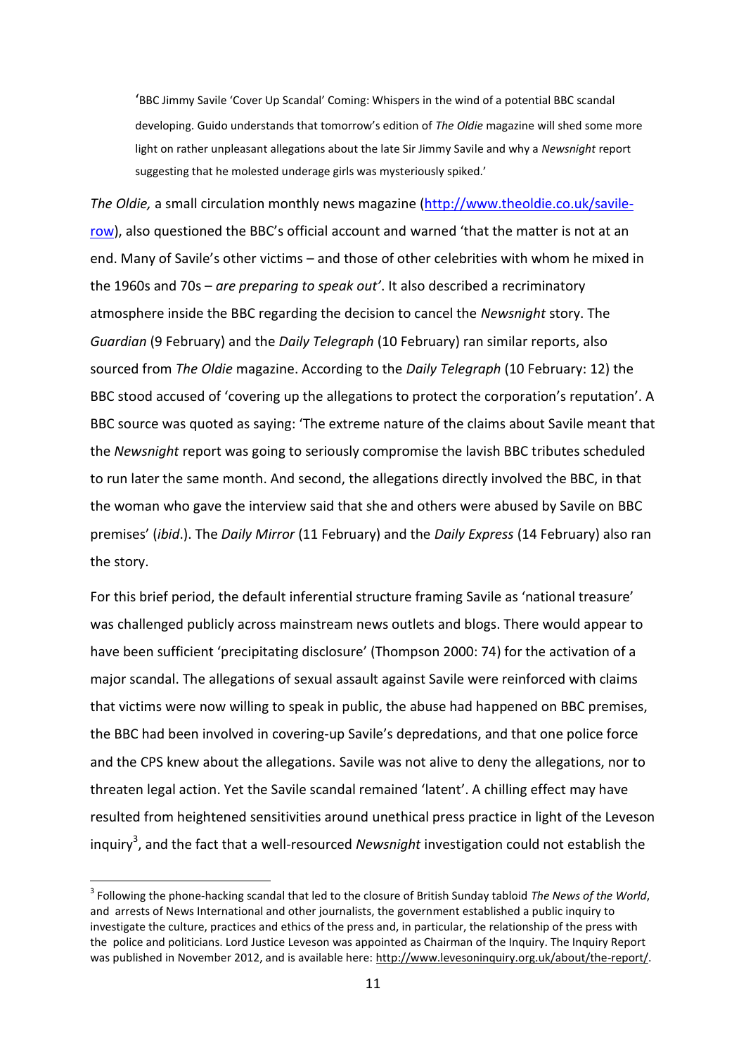> 'BBC Jimmy Savile 'Cover Up Scandal' Coming: Whispers in the wind of a potential BBC scandal developing. Guido understands that tomorrow's edition of *The Oldie* magazine will shed some more light on rather unpleasant allegations about the late Sir Jimmy Savile and why a *Newsnight* report suggesting that he molested underage girls was mysteriously spiked.'

*The Oldie,* a small circulation monthly news magazine (http://www.theoldie.co.uk/savile-row), also questioned the BBC's official account and warned 'that the matter is not at an end. Many of Savile's other victims – and those of other celebrities with whom he mixed in the 1960s and 70s – *are preparing to speak out'*. It also described a recriminatory atmosphere inside the BBC regarding the decision to cancel the *Newsnight* story. The *Guardian* (9 February) and the *Daily Telegraph* (10 February) ran similar reports, also sourced from *The Oldie* magazine. According to the *Daily Telegraph* (10 February: 12) the BBC stood accused of 'covering up the allegations to protect the corporation's reputation'. A BBC source was quoted as saying: 'The extreme nature of the claims about Savile meant that the *Newsnight* report was going to seriously compromise the lavish BBC tributes scheduled to run later the same month. And second, the allegations directly involved the BBC, in that the woman who gave the interview said that she and others were abused by Savile on BBC premises' (*ibid*.). The *Daily Mirror* (11 February) and the *Daily Express* (14 February) also ran the story.

For this brief period, the default inferential structure framing Savile as 'national treasure' was challenged publicly across mainstream news outlets and blogs. There would appear to have been sufficient 'precipitating disclosure' (Thompson 2000: 74) for the activation of a major scandal. The allegations of sexual assault against Savile were reinforced with claims that victims were now willing to speak in public, the abuse had happened on BBC premises, the BBC had been involved in covering-up Savile's depredations, and that one police force and the CPS knew about the allegations. Savile was not alive to deny the allegations, nor to threaten legal action. Yet the Savile scandal remained 'latent'. A chilling effect may have resulted from heightened sensitivities around unethical press practice in light of the Leveson inquiry[3], and the fact that a well-resourced *Newsnight* investigation could not establish the

---

[3] Following the phone-hacking scandal that led to the closure of British Sunday tabloid *The News of the World*, and arrests of News International and other journalists, the government established a public inquiry to investigate the culture, practices and ethics of the press and, in particular, the relationship of the press with the police and politicians. Lord Justice Leveson was appointed as Chairman of the Inquiry. The Inquiry Report was published in November 2012, and is available here: http://www.levesoninquiry.org.uk/about/the-report/.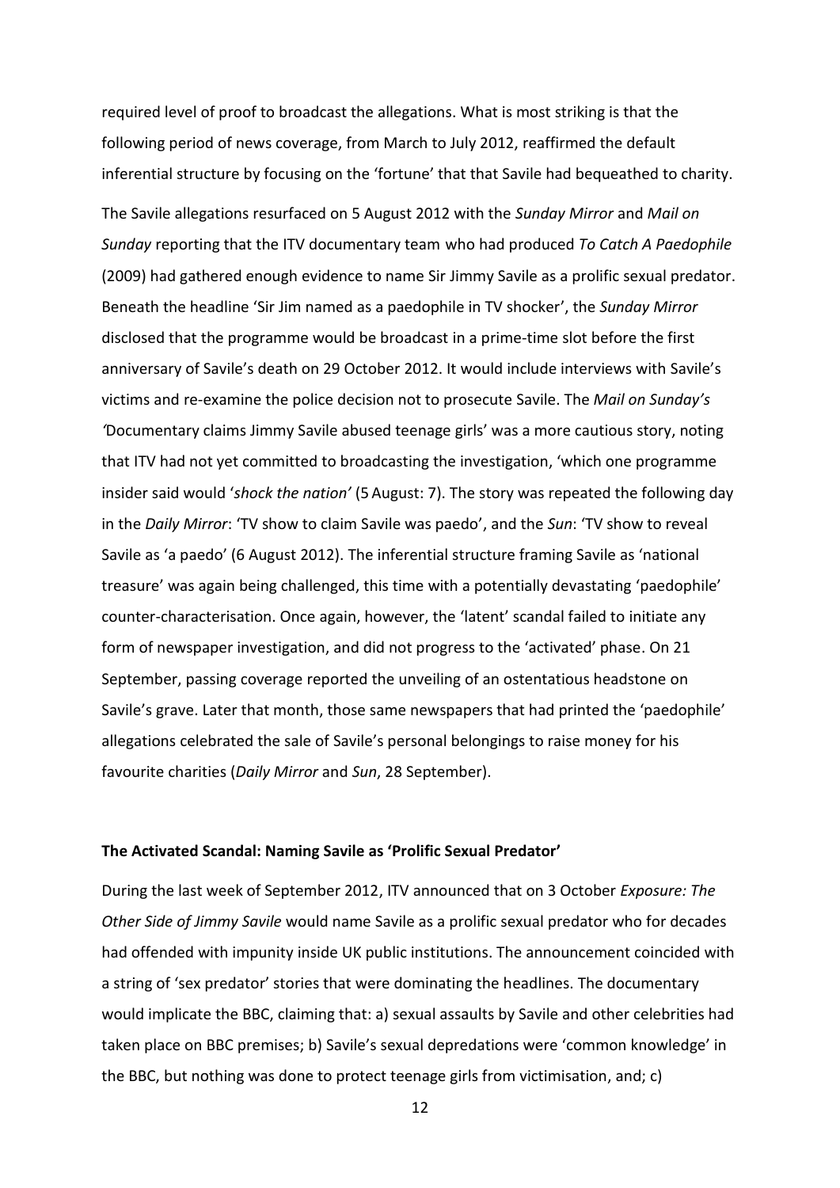required level of proof to broadcast the allegations. What is most striking is that the following period of news coverage, from March to July 2012, reaffirmed the default inferential structure by focusing on the 'fortune' that that Savile had bequeathed to charity.

The Savile allegations resurfaced on 5 August 2012 with the *Sunday Mirror* and *Mail on Sunday* reporting that the ITV documentary team who had produced *To Catch A Paedophile* (2009) had gathered enough evidence to name Sir Jimmy Savile as a prolific sexual predator. Beneath the headline 'Sir Jim named as a paedophile in TV shocker', the *Sunday Mirror* disclosed that the programme would be broadcast in a prime-time slot before the first anniversary of Savile's death on 29 October 2012. It would include interviews with Savile's victims and re-examine the police decision not to prosecute Savile. The *Mail on Sunday's* 'Documentary claims Jimmy Savile abused teenage girls' was a more cautious story, noting that ITV had not yet committed to broadcasting the investigation, 'which one programme insider said would '*shock the nation'* (5 August: 7). The story was repeated the following day in the *Daily Mirror*: 'TV show to claim Savile was paedo', and the *Sun*: 'TV show to reveal Savile as 'a paedo' (6 August 2012). The inferential structure framing Savile as 'national treasure' was again being challenged, this time with a potentially devastating 'paedophile' counter-characterisation. Once again, however, the 'latent' scandal failed to initiate any form of newspaper investigation, and did not progress to the 'activated' phase. On 21 September, passing coverage reported the unveiling of an ostentatious headstone on Savile's grave. Later that month, those same newspapers that had printed the 'paedophile' allegations celebrated the sale of Savile's personal belongings to raise money for his favourite charities (*Daily Mirror* and *Sun*, 28 September).

**The Activated Scandal: Naming Savile as 'Prolific Sexual Predator'**

During the last week of September 2012, ITV announced that on 3 October *Exposure: The Other Side of Jimmy Savile* would name Savile as a prolific sexual predator who for decades had offended with impunity inside UK public institutions. The announcement coincided with a string of 'sex predator' stories that were dominating the headlines. The documentary would implicate the BBC, claiming that: a) sexual assaults by Savile and other celebrities had taken place on BBC premises; b) Savile's sexual depredations were 'common knowledge' in the BBC, but nothing was done to protect teenage girls from victimisation, and; c)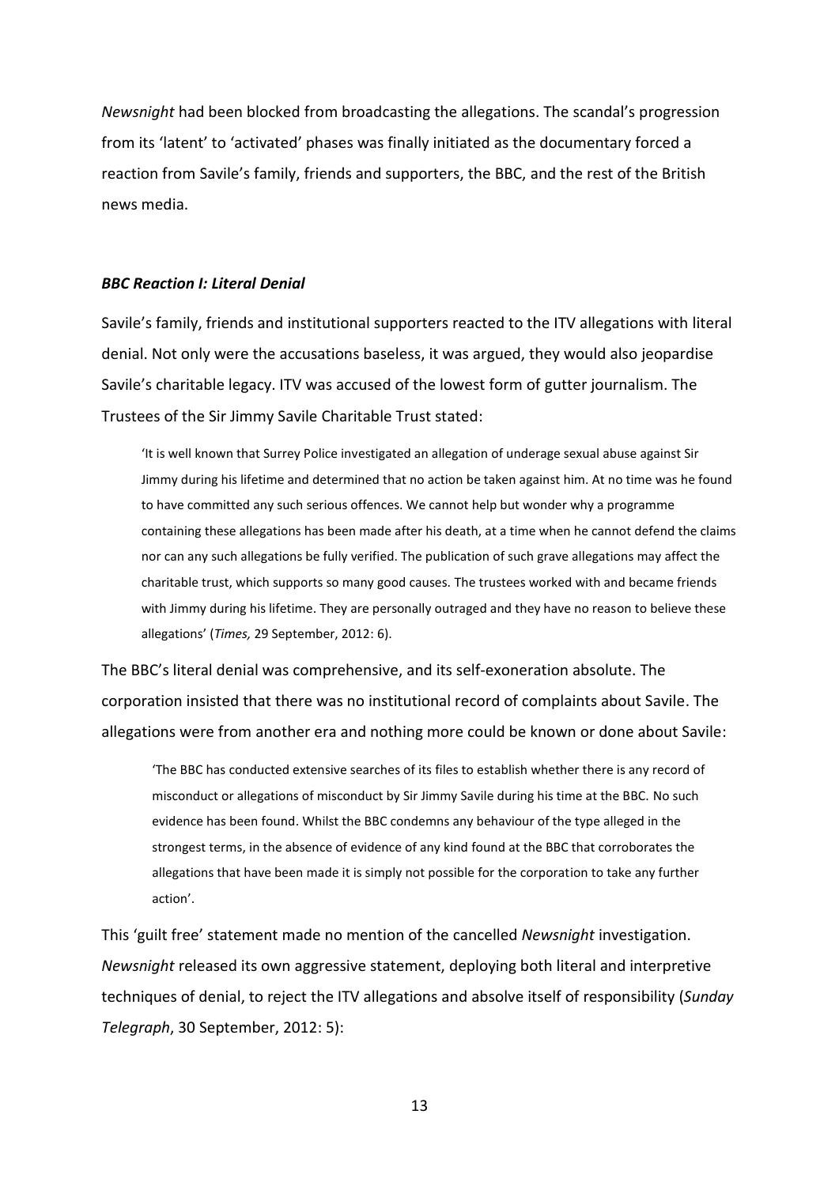*Newsnight* had been blocked from broadcasting the allegations. The scandal's progression from its 'latent' to 'activated' phases was finally initiated as the documentary forced a reaction from Savile's family, friends and supporters, the BBC, and the rest of the British news media.

### ***BBC Reaction I: Literal Denial***

Savile's family, friends and institutional supporters reacted to the ITV allegations with literal denial. Not only were the accusations baseless, it was argued, they would also jeopardise Savile's charitable legacy. ITV was accused of the lowest form of gutter journalism. The Trustees of the Sir Jimmy Savile Charitable Trust stated:

> 'It is well known that Surrey Police investigated an allegation of underage sexual abuse against Sir Jimmy during his lifetime and determined that no action be taken against him. At no time was he found to have committed any such serious offences. We cannot help but wonder why a programme containing these allegations has been made after his death, at a time when he cannot defend the claims nor can any such allegations be fully verified. The publication of such grave allegations may affect the charitable trust, which supports so many good causes. The trustees worked with and became friends with Jimmy during his lifetime. They are personally outraged and they have no reason to believe these allegations' (*Times,* 29 September, 2012: 6).

The BBC's literal denial was comprehensive, and its self-exoneration absolute. The corporation insisted that there was no institutional record of complaints about Savile. The allegations were from another era and nothing more could be known or done about Savile:

> 'The BBC has conducted extensive searches of its files to establish whether there is any record of misconduct or allegations of misconduct by Sir Jimmy Savile during his time at the BBC. No such evidence has been found. Whilst the BBC condemns any behaviour of the type alleged in the strongest terms, in the absence of evidence of any kind found at the BBC that corroborates the allegations that have been made it is simply not possible for the corporation to take any further action'.

This 'guilt free' statement made no mention of the cancelled *Newsnight* investigation. *Newsnight* released its own aggressive statement, deploying both literal and interpretive techniques of denial, to reject the ITV allegations and absolve itself of responsibility (*Sunday Telegraph*, 30 September, 2012: 5):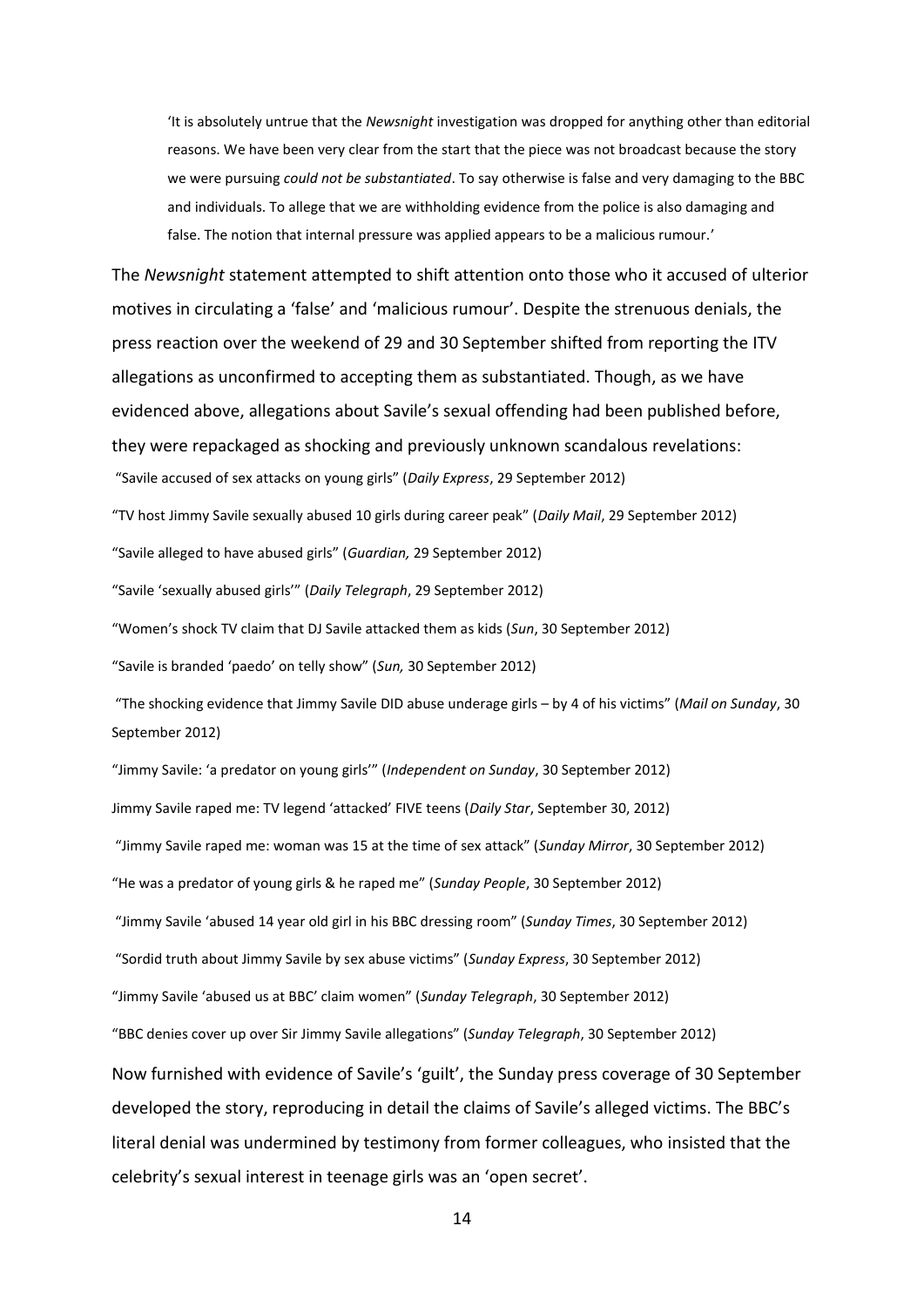> 'It is absolutely untrue that the *Newsnight* investigation was dropped for anything other than editorial reasons. We have been very clear from the start that the piece was not broadcast because the story we were pursuing *could not be substantiated*. To say otherwise is false and very damaging to the BBC and individuals. To allege that we are withholding evidence from the police is also damaging and false. The notion that internal pressure was applied appears to be a malicious rumour.'

The *Newsnight* statement attempted to shift attention onto those who it accused of ulterior motives in circulating a 'false' and 'malicious rumour'. Despite the strenuous denials, the press reaction over the weekend of 29 and 30 September shifted from reporting the ITV allegations as unconfirmed to accepting them as substantiated. Though, as we have evidenced above, allegations about Savile's sexual offending had been published before, they were repackaged as shocking and previously unknown scandalous revelations:

"Savile accused of sex attacks on young girls" (*Daily Express*, 29 September 2012)

"TV host Jimmy Savile sexually abused 10 girls during career peak" (*Daily Mail*, 29 September 2012)

"Savile alleged to have abused girls" (*Guardian,* 29 September 2012)

"Savile 'sexually abused girls'" (*Daily Telegraph*, 29 September 2012)

"Women's shock TV claim that DJ Savile attacked them as kids (*Sun*, 30 September 2012)

"Savile is branded 'paedo' on telly show" (*Sun,* 30 September 2012)

"The shocking evidence that Jimmy Savile DID abuse underage girls – by 4 of his victims" (*Mail on Sunday*, 30 September 2012)

"Jimmy Savile: 'a predator on young girls'" (*Independent on Sunday*, 30 September 2012)

Jimmy Savile raped me: TV legend 'attacked' FIVE teens (*Daily Star*, September 30, 2012)

"Jimmy Savile raped me: woman was 15 at the time of sex attack" (*Sunday Mirror*, 30 September 2012)

"He was a predator of young girls & he raped me" (*Sunday People*, 30 September 2012)

"Jimmy Savile 'abused 14 year old girl in his BBC dressing room" (*Sunday Times*, 30 September 2012)

"Sordid truth about Jimmy Savile by sex abuse victims" (*Sunday Express*, 30 September 2012)

"Jimmy Savile 'abused us at BBC' claim women" (*Sunday Telegraph*, 30 September 2012)

"BBC denies cover up over Sir Jimmy Savile allegations" (*Sunday Telegraph*, 30 September 2012)

Now furnished with evidence of Savile's 'guilt', the Sunday press coverage of 30 September developed the story, reproducing in detail the claims of Savile's alleged victims. The BBC's literal denial was undermined by testimony from former colleagues, who insisted that the celebrity's sexual interest in teenage girls was an 'open secret'.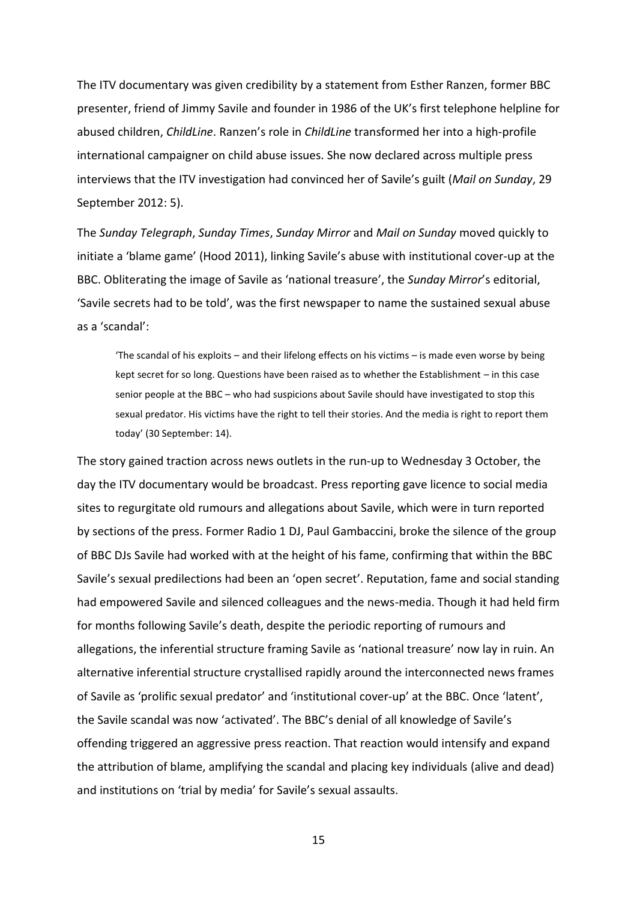The ITV documentary was given credibility by a statement from Esther Ranzen, former BBC presenter, friend of Jimmy Savile and founder in 1986 of the UK's first telephone helpline for abused children, *ChildLine*. Ranzen's role in *ChildLine* transformed her into a high-profile international campaigner on child abuse issues. She now declared across multiple press interviews that the ITV investigation had convinced her of Savile's guilt (*Mail on Sunday*, 29 September 2012: 5).

The *Sunday Telegraph*, *Sunday Times*, *Sunday Mirror* and *Mail on Sunday* moved quickly to initiate a 'blame game' (Hood 2011), linking Savile's abuse with institutional cover-up at the BBC. Obliterating the image of Savile as 'national treasure', the *Sunday Mirror*'s editorial, 'Savile secrets had to be told', was the first newspaper to name the sustained sexual abuse as a 'scandal':

> 'The scandal of his exploits – and their lifelong effects on his victims – is made even worse by being kept secret for so long. Questions have been raised as to whether the Establishment – in this case senior people at the BBC – who had suspicions about Savile should have investigated to stop this sexual predator. His victims have the right to tell their stories. And the media is right to report them today' (30 September: 14).

The story gained traction across news outlets in the run-up to Wednesday 3 October, the day the ITV documentary would be broadcast. Press reporting gave licence to social media sites to regurgitate old rumours and allegations about Savile, which were in turn reported by sections of the press. Former Radio 1 DJ, Paul Gambaccini, broke the silence of the group of BBC DJs Savile had worked with at the height of his fame, confirming that within the BBC Savile's sexual predilections had been an 'open secret'. Reputation, fame and social standing had empowered Savile and silenced colleagues and the news-media. Though it had held firm for months following Savile's death, despite the periodic reporting of rumours and allegations, the inferential structure framing Savile as 'national treasure' now lay in ruin. An alternative inferential structure crystallised rapidly around the interconnected news frames of Savile as 'prolific sexual predator' and 'institutional cover-up' at the BBC. Once 'latent', the Savile scandal was now 'activated'. The BBC's denial of all knowledge of Savile's offending triggered an aggressive press reaction. That reaction would intensify and expand the attribution of blame, amplifying the scandal and placing key individuals (alive and dead) and institutions on 'trial by media' for Savile's sexual assaults.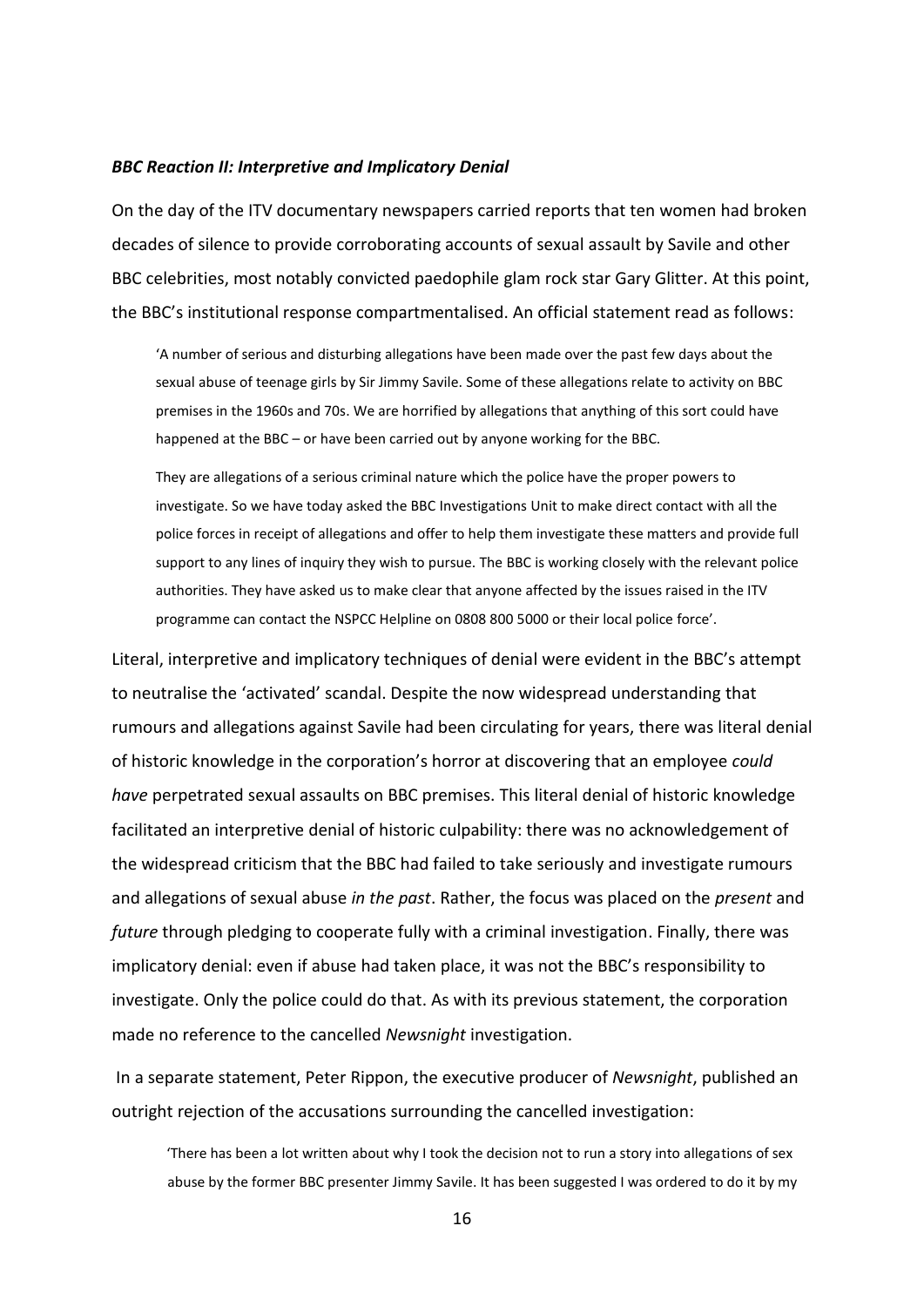***BBC Reaction II: Interpretive and Implicatory Denial***

On the day of the ITV documentary newspapers carried reports that ten women had broken decades of silence to provide corroborating accounts of sexual assault by Savile and other BBC celebrities, most notably convicted paedophile glam rock star Gary Glitter. At this point, the BBC's institutional response compartmentalised. An official statement read as follows:

> 'A number of serious and disturbing allegations have been made over the past few days about the sexual abuse of teenage girls by Sir Jimmy Savile. Some of these allegations relate to activity on BBC premises in the 1960s and 70s. We are horrified by allegations that anything of this sort could have happened at the BBC – or have been carried out by anyone working for the BBC.
>
> They are allegations of a serious criminal nature which the police have the proper powers to investigate. So we have today asked the BBC Investigations Unit to make direct contact with all the police forces in receipt of allegations and offer to help them investigate these matters and provide full support to any lines of inquiry they wish to pursue. The BBC is working closely with the relevant police authorities. They have asked us to make clear that anyone affected by the issues raised in the ITV programme can contact the NSPCC Helpline on 0808 800 5000 or their local police force'.

Literal, interpretive and implicatory techniques of denial were evident in the BBC's attempt to neutralise the 'activated' scandal. Despite the now widespread understanding that rumours and allegations against Savile had been circulating for years, there was literal denial of historic knowledge in the corporation's horror at discovering that an employee *could have* perpetrated sexual assaults on BBC premises. This literal denial of historic knowledge facilitated an interpretive denial of historic culpability: there was no acknowledgement of the widespread criticism that the BBC had failed to take seriously and investigate rumours and allegations of sexual abuse *in the past*. Rather, the focus was placed on the *present* and *future* through pledging to cooperate fully with a criminal investigation. Finally, there was implicatory denial: even if abuse had taken place, it was not the BBC's responsibility to investigate. Only the police could do that. As with its previous statement, the corporation made no reference to the cancelled *Newsnight* investigation.

In a separate statement, Peter Rippon, the executive producer of *Newsnight*, published an outright rejection of the accusations surrounding the cancelled investigation:

> 'There has been a lot written about why I took the decision not to run a story into allegations of sex abuse by the former BBC presenter Jimmy Savile. It has been suggested I was ordered to do it by my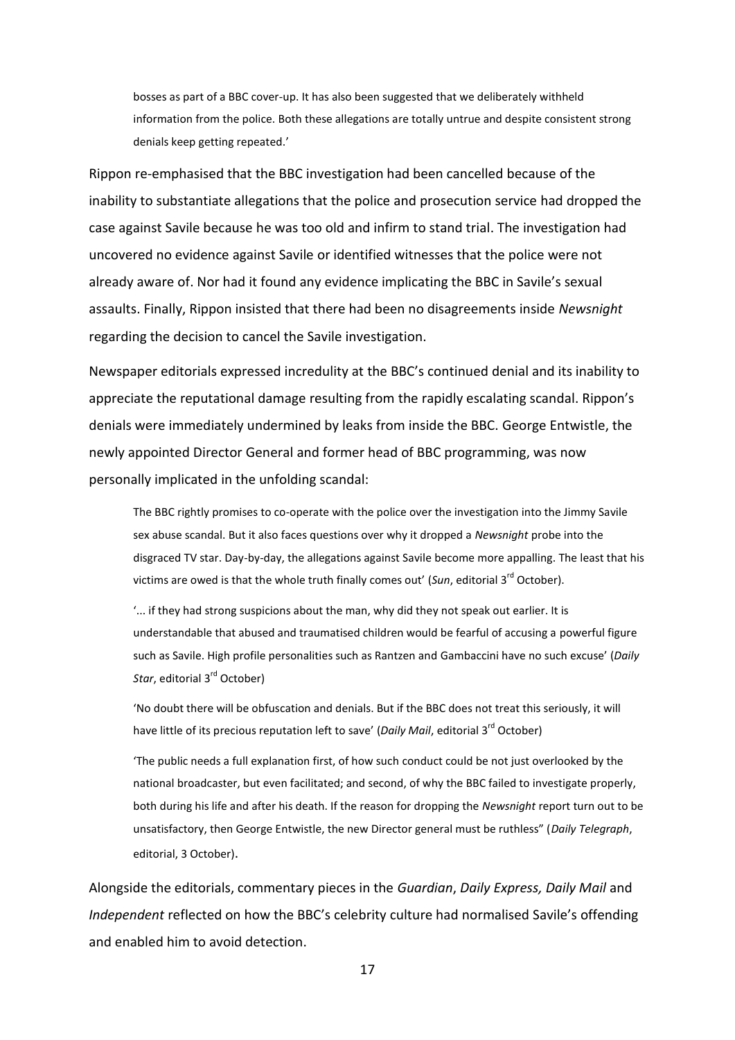> bosses as part of a BBC cover-up. It has also been suggested that we deliberately withheld information from the police. Both these allegations are totally untrue and despite consistent strong denials keep getting repeated.'

Rippon re-emphasised that the BBC investigation had been cancelled because of the inability to substantiate allegations that the police and prosecution service had dropped the case against Savile because he was too old and infirm to stand trial. The investigation had uncovered no evidence against Savile or identified witnesses that the police were not already aware of. Nor had it found any evidence implicating the BBC in Savile's sexual assaults. Finally, Rippon insisted that there had been no disagreements inside *Newsnight* regarding the decision to cancel the Savile investigation.

Newspaper editorials expressed incredulity at the BBC's continued denial and its inability to appreciate the reputational damage resulting from the rapidly escalating scandal. Rippon's denials were immediately undermined by leaks from inside the BBC. George Entwistle, the newly appointed Director General and former head of BBC programming, was now personally implicated in the unfolding scandal:

> The BBC rightly promises to co-operate with the police over the investigation into the Jimmy Savile sex abuse scandal. But it also faces questions over why it dropped a *Newsnight* probe into the disgraced TV star. Day-by-day, the allegations against Savile become more appalling. The least that his victims are owed is that the whole truth finally comes out' (*Sun*, editorial 3rd October).
>
> '... if they had strong suspicions about the man, why did they not speak out earlier. It is understandable that abused and traumatised children would be fearful of accusing a powerful figure such as Savile. High profile personalities such as Rantzen and Gambaccini have no such excuse' (*Daily Star*, editorial 3rd October)
>
> 'No doubt there will be obfuscation and denials. But if the BBC does not treat this seriously, it will have little of its precious reputation left to save' (*Daily Mail*, editorial 3rd October)
>
> 'The public needs a full explanation first, of how such conduct could be not just overlooked by the national broadcaster, but even facilitated; and second, of why the BBC failed to investigate properly, both during his life and after his death. If the reason for dropping the *Newsnight* report turn out to be unsatisfactory, then George Entwistle, the new Director general must be ruthless" (*Daily Telegraph*, editorial, 3 October).

Alongside the editorials, commentary pieces in the *Guardian*, *Daily Express, Daily Mail* and *Independent* reflected on how the BBC's celebrity culture had normalised Savile's offending and enabled him to avoid detection.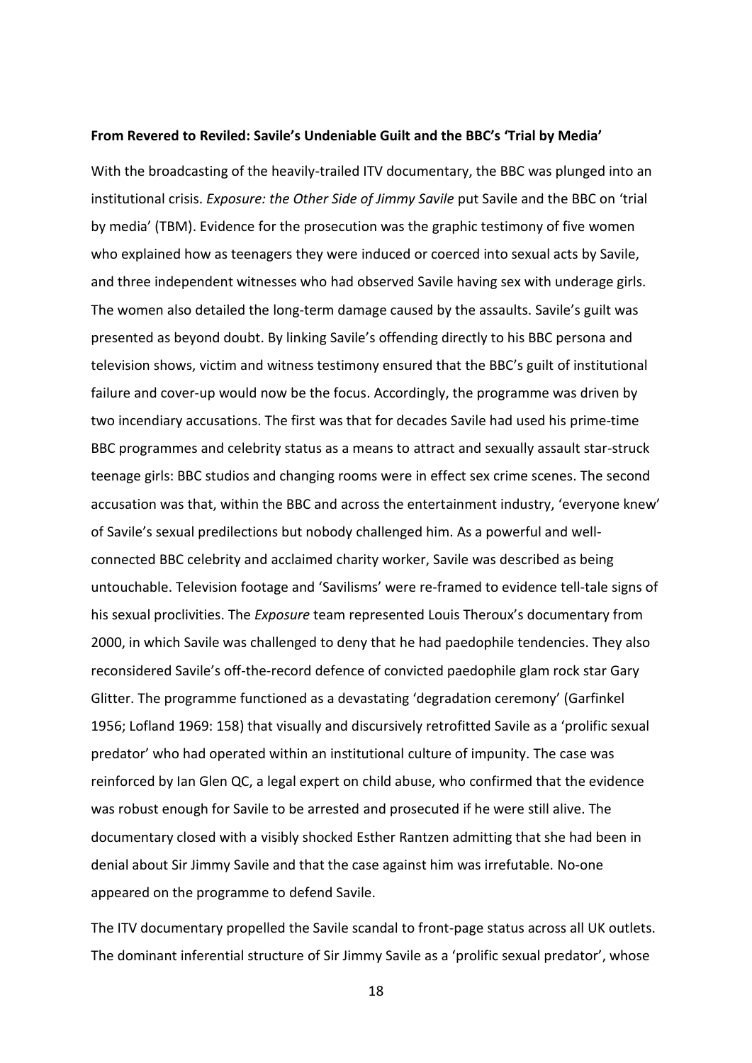**From Revered to Reviled: Savile's Undeniable Guilt and the BBC's 'Trial by Media'**

With the broadcasting of the heavily-trailed ITV documentary, the BBC was plunged into an institutional crisis. *Exposure: the Other Side of Jimmy Savile* put Savile and the BBC on 'trial by media' (TBM). Evidence for the prosecution was the graphic testimony of five women who explained how as teenagers they were induced or coerced into sexual acts by Savile, and three independent witnesses who had observed Savile having sex with underage girls. The women also detailed the long-term damage caused by the assaults. Savile's guilt was presented as beyond doubt. By linking Savile's offending directly to his BBC persona and television shows, victim and witness testimony ensured that the BBC's guilt of institutional failure and cover-up would now be the focus. Accordingly, the programme was driven by two incendiary accusations. The first was that for decades Savile had used his prime-time BBC programmes and celebrity status as a means to attract and sexually assault star-struck teenage girls: BBC studios and changing rooms were in effect sex crime scenes. The second accusation was that, within the BBC and across the entertainment industry, 'everyone knew' of Savile's sexual predilections but nobody challenged him. As a powerful and well-connected BBC celebrity and acclaimed charity worker, Savile was described as being untouchable. Television footage and 'Savilisms' were re-framed to evidence tell-tale signs of his sexual proclivities. The *Exposure* team represented Louis Theroux's documentary from 2000, in which Savile was challenged to deny that he had paedophile tendencies. They also reconsidered Savile's off-the-record defence of convicted paedophile glam rock star Gary Glitter. The programme functioned as a devastating 'degradation ceremony' (Garfinkel 1956; Lofland 1969: 158) that visually and discursively retrofitted Savile as a 'prolific sexual predator' who had operated within an institutional culture of impunity. The case was reinforced by Ian Glen QC, a legal expert on child abuse, who confirmed that the evidence was robust enough for Savile to be arrested and prosecuted if he were still alive. The documentary closed with a visibly shocked Esther Rantzen admitting that she had been in denial about Sir Jimmy Savile and that the case against him was irrefutable. No-one appeared on the programme to defend Savile.

The ITV documentary propelled the Savile scandal to front-page status across all UK outlets. The dominant inferential structure of Sir Jimmy Savile as a 'prolific sexual predator', whose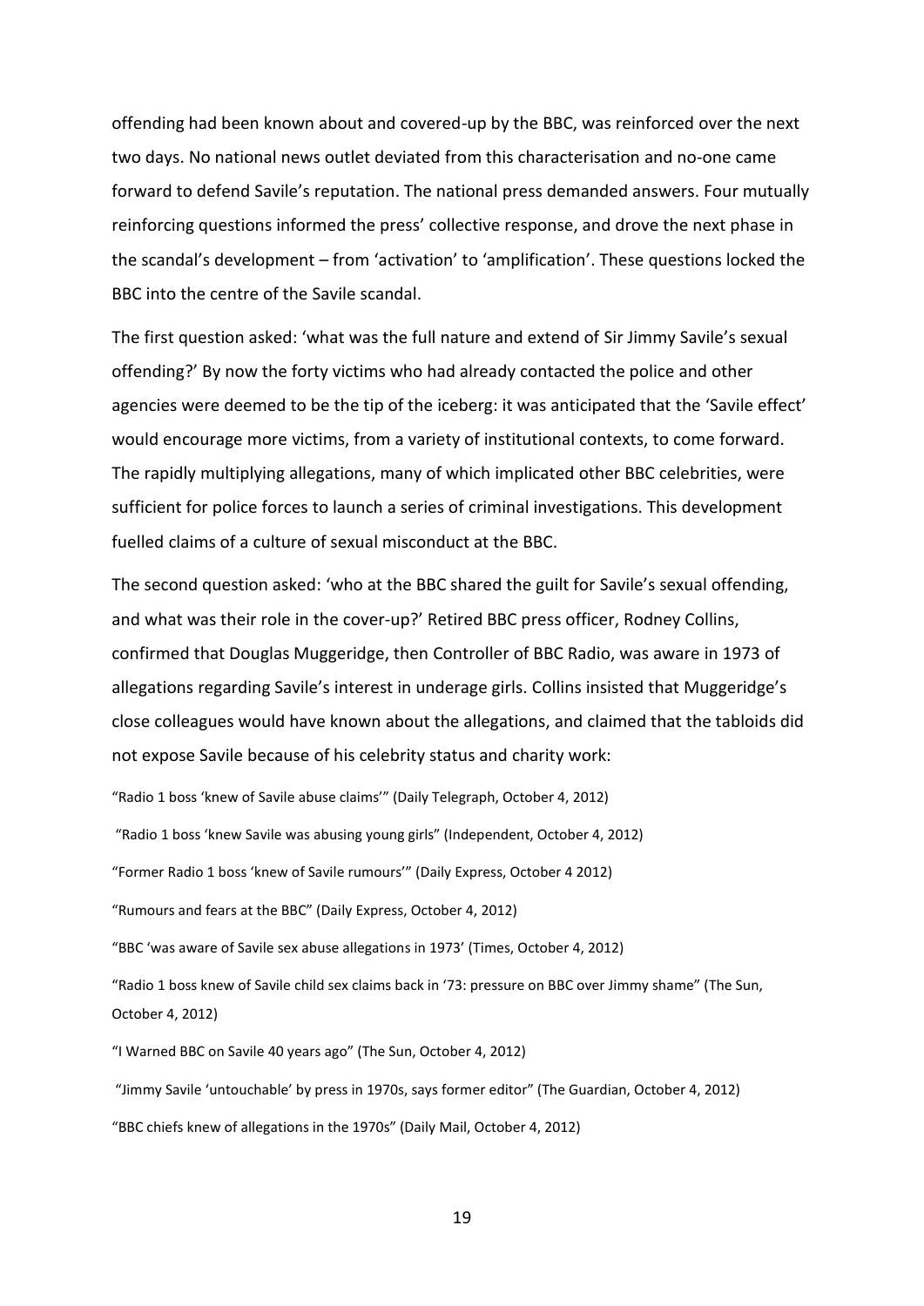offending had been known about and covered-up by the BBC, was reinforced over the next two days. No national news outlet deviated from this characterisation and no-one came forward to defend Savile's reputation. The national press demanded answers. Four mutually reinforcing questions informed the press' collective response, and drove the next phase in the scandal's development – from 'activation' to 'amplification'. These questions locked the BBC into the centre of the Savile scandal.

The first question asked: 'what was the full nature and extend of Sir Jimmy Savile's sexual offending?' By now the forty victims who had already contacted the police and other agencies were deemed to be the tip of the iceberg: it was anticipated that the 'Savile effect' would encourage more victims, from a variety of institutional contexts, to come forward. The rapidly multiplying allegations, many of which implicated other BBC celebrities, were sufficient for police forces to launch a series of criminal investigations. This development fuelled claims of a culture of sexual misconduct at the BBC.

The second question asked: 'who at the BBC shared the guilt for Savile's sexual offending, and what was their role in the cover-up?' Retired BBC press officer, Rodney Collins, confirmed that Douglas Muggeridge, then Controller of BBC Radio, was aware in 1973 of allegations regarding Savile's interest in underage girls. Collins insisted that Muggeridge's close colleagues would have known about the allegations, and claimed that the tabloids did not expose Savile because of his celebrity status and charity work:

"Radio 1 boss 'knew of Savile abuse claims'" (Daily Telegraph, October 4, 2012)

"Radio 1 boss 'knew Savile was abusing young girls" (Independent, October 4, 2012)

"Former Radio 1 boss 'knew of Savile rumours'" (Daily Express, October 4 2012)

"Rumours and fears at the BBC" (Daily Express, October 4, 2012)

"BBC 'was aware of Savile sex abuse allegations in 1973' (Times, October 4, 2012)

"Radio 1 boss knew of Savile child sex claims back in '73: pressure on BBC over Jimmy shame" (The Sun, October 4, 2012)

"I Warned BBC on Savile 40 years ago" (The Sun, October 4, 2012)

"Jimmy Savile 'untouchable' by press in 1970s, says former editor" (The Guardian, October 4, 2012)

"BBC chiefs knew of allegations in the 1970s" (Daily Mail, October 4, 2012)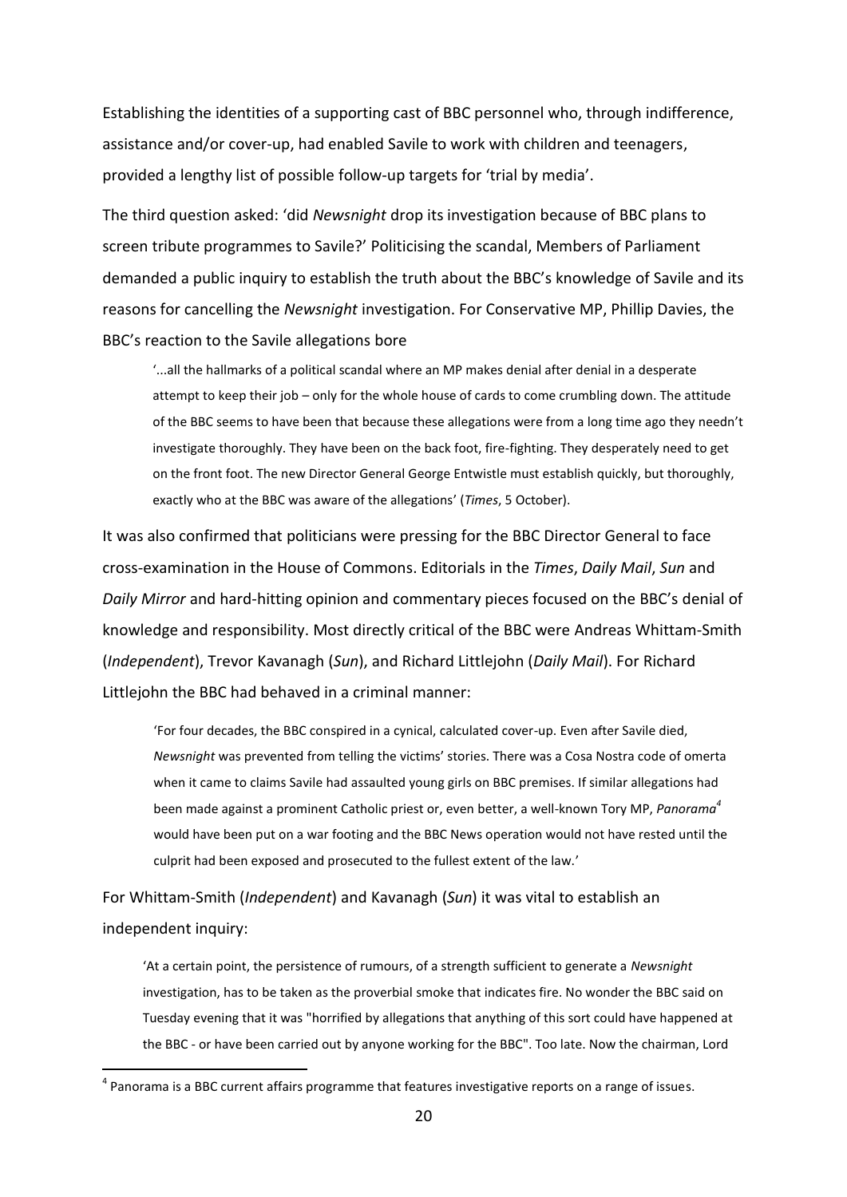Establishing the identities of a supporting cast of BBC personnel who, through indifference, assistance and/or cover-up, had enabled Savile to work with children and teenagers, provided a lengthy list of possible follow-up targets for 'trial by media'.

The third question asked: 'did *Newsnight* drop its investigation because of BBC plans to screen tribute programmes to Savile?' Politicising the scandal, Members of Parliament demanded a public inquiry to establish the truth about the BBC's knowledge of Savile and its reasons for cancelling the *Newsnight* investigation. For Conservative MP, Phillip Davies, the BBC's reaction to the Savile allegations bore

> '...all the hallmarks of a political scandal where an MP makes denial after denial in a desperate attempt to keep their job – only for the whole house of cards to come crumbling down. The attitude of the BBC seems to have been that because these allegations were from a long time ago they needn't investigate thoroughly. They have been on the back foot, fire-fighting. They desperately need to get on the front foot. The new Director General George Entwistle must establish quickly, but thoroughly, exactly who at the BBC was aware of the allegations' (*Times*, 5 October).

It was also confirmed that politicians were pressing for the BBC Director General to face cross-examination in the House of Commons. Editorials in the *Times*, *Daily Mail*, *Sun* and *Daily Mirror* and hard-hitting opinion and commentary pieces focused on the BBC's denial of knowledge and responsibility. Most directly critical of the BBC were Andreas Whittam-Smith (*Independent*), Trevor Kavanagh (*Sun*), and Richard Littlejohn (*Daily Mail*). For Richard Littlejohn the BBC had behaved in a criminal manner:

> 'For four decades, the BBC conspired in a cynical, calculated cover-up. Even after Savile died, *Newsnight* was prevented from telling the victims' stories. There was a Cosa Nostra code of omerta when it came to claims Savile had assaulted young girls on BBC premises. If similar allegations had been made against a prominent Catholic priest or, even better, a well-known Tory MP, *Panorama*[4] would have been put on a war footing and the BBC News operation would not have rested until the culprit had been exposed and prosecuted to the fullest extent of the law.'

For Whittam-Smith (*Independent*) and Kavanagh (*Sun*) it was vital to establish an independent inquiry:

> 'At a certain point, the persistence of rumours, of a strength sufficient to generate a *Newsnight* investigation, has to be taken as the proverbial smoke that indicates fire. No wonder the BBC said on Tuesday evening that it was "horrified by allegations that anything of this sort could have happened at the BBC - or have been carried out by anyone working for the BBC". Too late. Now the chairman, Lord

[4] Panorama is a BBC current affairs programme that features investigative reports on a range of issues.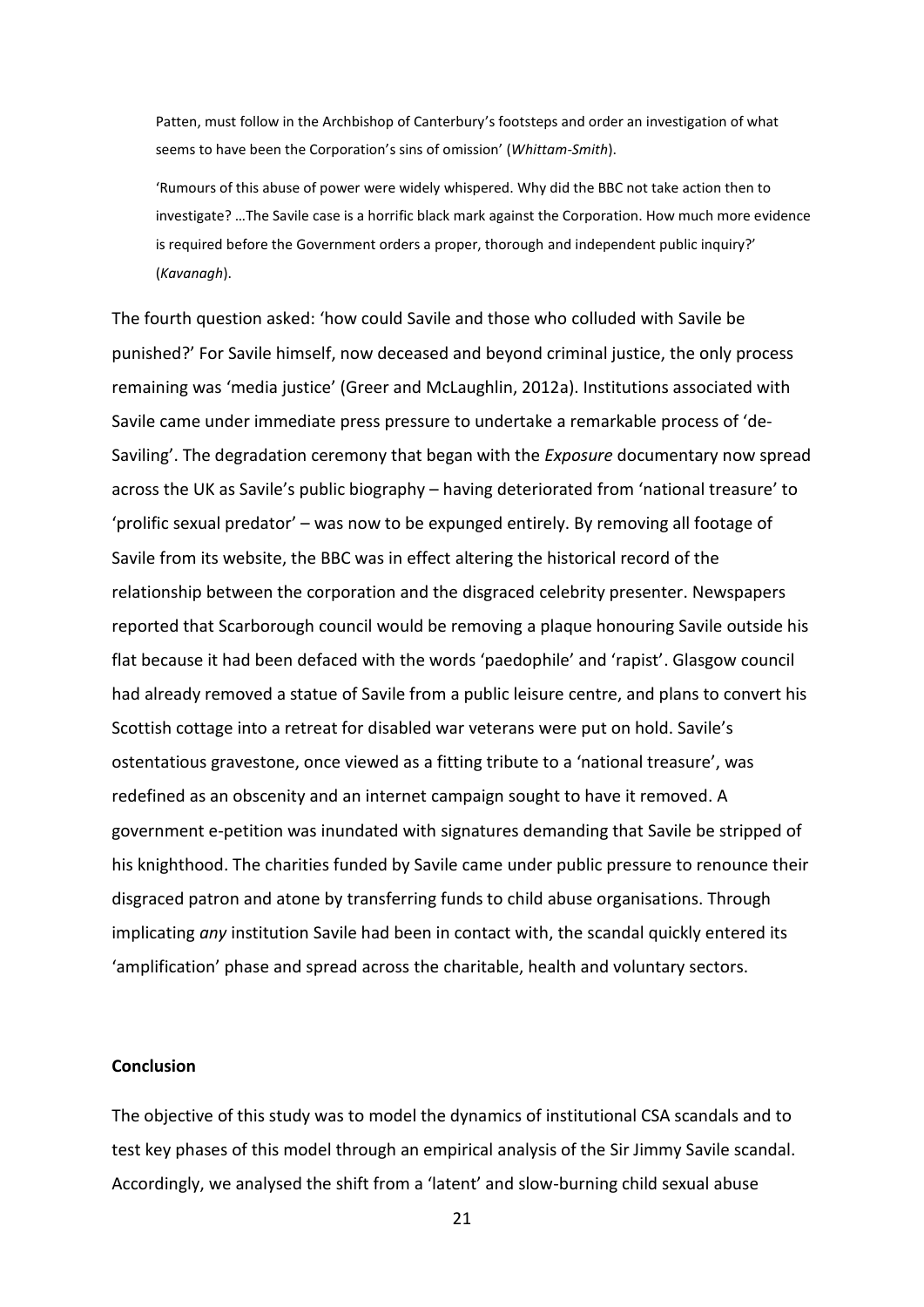> Patten, must follow in the Archbishop of Canterbury's footsteps and order an investigation of what seems to have been the Corporation's sins of omission' (*Whittam-Smith*).
>
> 'Rumours of this abuse of power were widely whispered. Why did the BBC not take action then to investigate? …The Savile case is a horrific black mark against the Corporation. How much more evidence is required before the Government orders a proper, thorough and independent public inquiry?' (*Kavanagh*).

The fourth question asked: 'how could Savile and those who colluded with Savile be punished?' For Savile himself, now deceased and beyond criminal justice, the only process remaining was 'media justice' (Greer and McLaughlin, 2012a). Institutions associated with Savile came under immediate press pressure to undertake a remarkable process of 'de-Saviling'. The degradation ceremony that began with the *Exposure* documentary now spread across the UK as Savile's public biography – having deteriorated from 'national treasure' to 'prolific sexual predator' – was now to be expunged entirely. By removing all footage of Savile from its website, the BBC was in effect altering the historical record of the relationship between the corporation and the disgraced celebrity presenter. Newspapers reported that Scarborough council would be removing a plaque honouring Savile outside his flat because it had been defaced with the words 'paedophile' and 'rapist'. Glasgow council had already removed a statue of Savile from a public leisure centre, and plans to convert his Scottish cottage into a retreat for disabled war veterans were put on hold. Savile's ostentatious gravestone, once viewed as a fitting tribute to a 'national treasure', was redefined as an obscenity and an internet campaign sought to have it removed. A government e-petition was inundated with signatures demanding that Savile be stripped of his knighthood. The charities funded by Savile came under public pressure to renounce their disgraced patron and atone by transferring funds to child abuse organisations. Through implicating *any* institution Savile had been in contact with, the scandal quickly entered its 'amplification' phase and spread across the charitable, health and voluntary sectors.

## Conclusion

The objective of this study was to model the dynamics of institutional CSA scandals and to test key phases of this model through an empirical analysis of the Sir Jimmy Savile scandal. Accordingly, we analysed the shift from a 'latent' and slow-burning child sexual abuse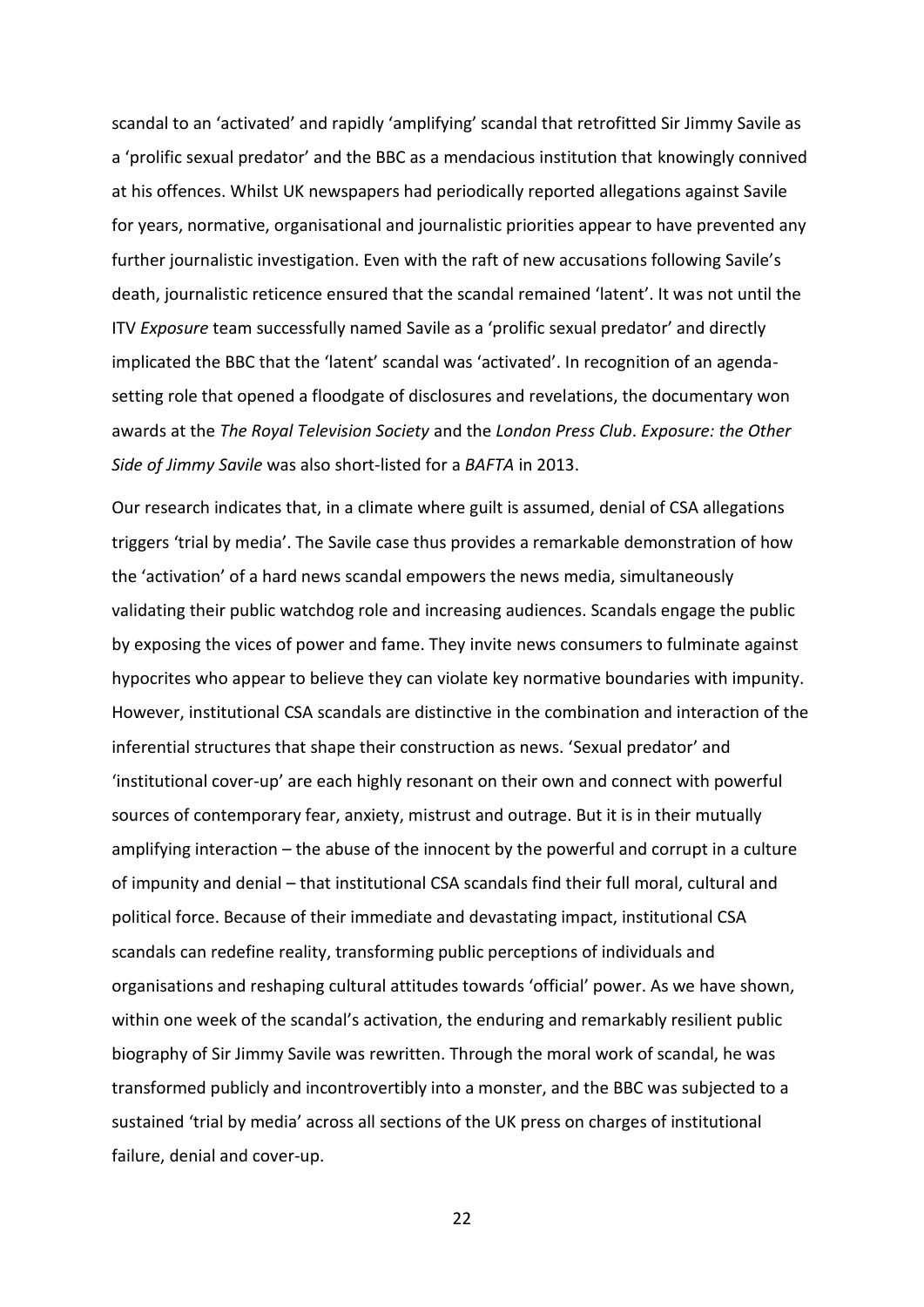scandal to an 'activated' and rapidly 'amplifying' scandal that retrofitted Sir Jimmy Savile as a 'prolific sexual predator' and the BBC as a mendacious institution that knowingly connived at his offences. Whilst UK newspapers had periodically reported allegations against Savile for years, normative, organisational and journalistic priorities appear to have prevented any further journalistic investigation. Even with the raft of new accusations following Savile's death, journalistic reticence ensured that the scandal remained 'latent'. It was not until the ITV *Exposure* team successfully named Savile as a 'prolific sexual predator' and directly implicated the BBC that the 'latent' scandal was 'activated'. In recognition of an agenda-setting role that opened a floodgate of disclosures and revelations, the documentary won awards at the *The Royal Television Society* and the *London Press Club*. *Exposure: the Other Side of Jimmy Savile* was also short-listed for a *BAFTA* in 2013.

Our research indicates that, in a climate where guilt is assumed, denial of CSA allegations triggers 'trial by media'. The Savile case thus provides a remarkable demonstration of how the 'activation' of a hard news scandal empowers the news media, simultaneously validating their public watchdog role and increasing audiences. Scandals engage the public by exposing the vices of power and fame. They invite news consumers to fulminate against hypocrites who appear to believe they can violate key normative boundaries with impunity. However, institutional CSA scandals are distinctive in the combination and interaction of the inferential structures that shape their construction as news. 'Sexual predator' and 'institutional cover-up' are each highly resonant on their own and connect with powerful sources of contemporary fear, anxiety, mistrust and outrage. But it is in their mutually amplifying interaction – the abuse of the innocent by the powerful and corrupt in a culture of impunity and denial – that institutional CSA scandals find their full moral, cultural and political force. Because of their immediate and devastating impact, institutional CSA scandals can redefine reality, transforming public perceptions of individuals and organisations and reshaping cultural attitudes towards 'official' power. As we have shown, within one week of the scandal's activation, the enduring and remarkably resilient public biography of Sir Jimmy Savile was rewritten. Through the moral work of scandal, he was transformed publicly and incontrovertibly into a monster, and the BBC was subjected to a sustained 'trial by media' across all sections of the UK press on charges of institutional failure, denial and cover-up.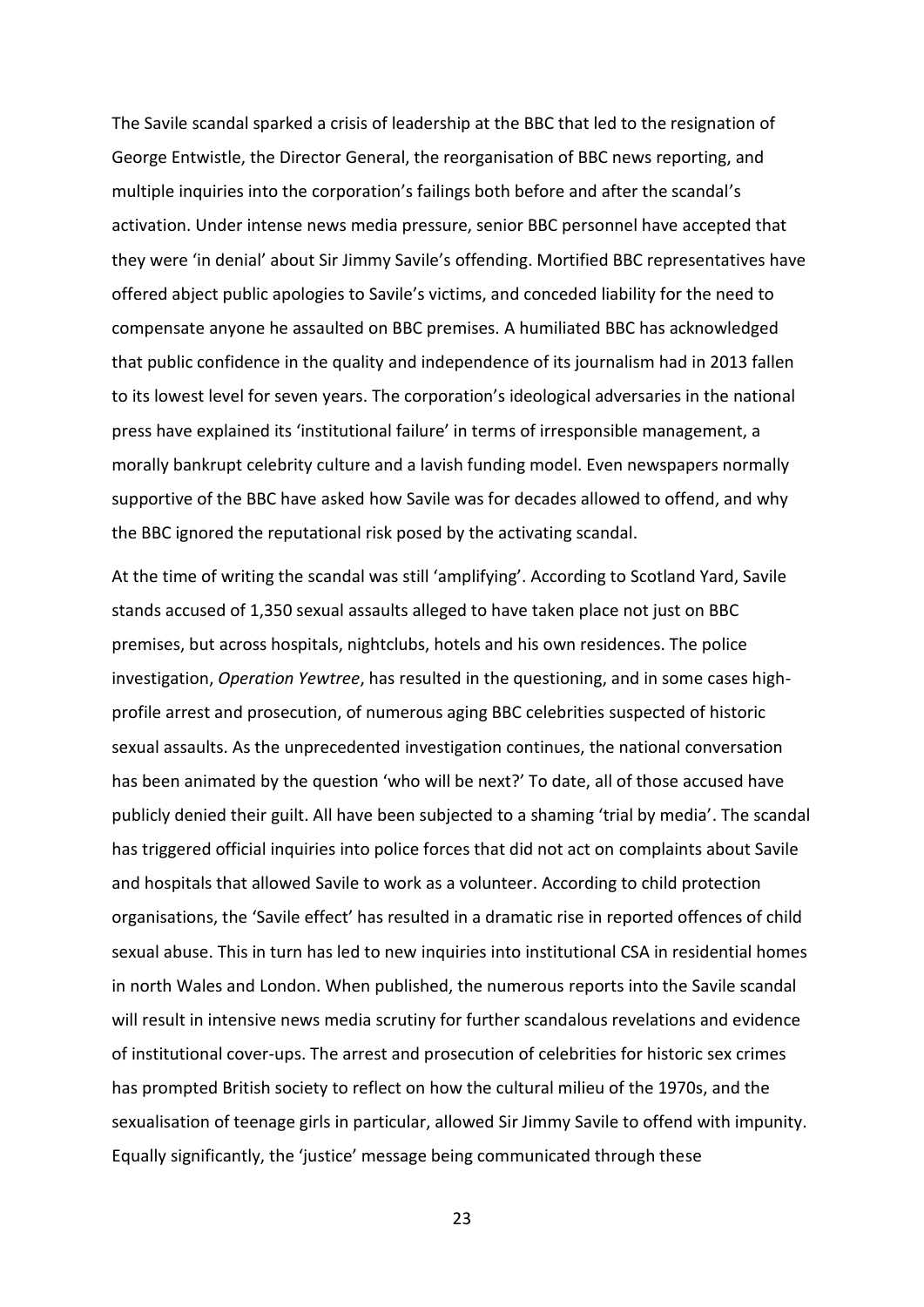The Savile scandal sparked a crisis of leadership at the BBC that led to the resignation of George Entwistle, the Director General, the reorganisation of BBC news reporting, and multiple inquiries into the corporation's failings both before and after the scandal's activation. Under intense news media pressure, senior BBC personnel have accepted that they were 'in denial' about Sir Jimmy Savile's offending. Mortified BBC representatives have offered abject public apologies to Savile's victims, and conceded liability for the need to compensate anyone he assaulted on BBC premises. A humiliated BBC has acknowledged that public confidence in the quality and independence of its journalism had in 2013 fallen to its lowest level for seven years. The corporation's ideological adversaries in the national press have explained its 'institutional failure' in terms of irresponsible management, a morally bankrupt celebrity culture and a lavish funding model. Even newspapers normally supportive of the BBC have asked how Savile was for decades allowed to offend, and why the BBC ignored the reputational risk posed by the activating scandal.

At the time of writing the scandal was still 'amplifying'. According to Scotland Yard, Savile stands accused of 1,350 sexual assaults alleged to have taken place not just on BBC premises, but across hospitals, nightclubs, hotels and his own residences. The police investigation, *Operation Yewtree*, has resulted in the questioning, and in some cases high-profile arrest and prosecution, of numerous aging BBC celebrities suspected of historic sexual assaults. As the unprecedented investigation continues, the national conversation has been animated by the question 'who will be next?' To date, all of those accused have publicly denied their guilt. All have been subjected to a shaming 'trial by media'. The scandal has triggered official inquiries into police forces that did not act on complaints about Savile and hospitals that allowed Savile to work as a volunteer. According to child protection organisations, the 'Savile effect' has resulted in a dramatic rise in reported offences of child sexual abuse. This in turn has led to new inquiries into institutional CSA in residential homes in north Wales and London. When published, the numerous reports into the Savile scandal will result in intensive news media scrutiny for further scandalous revelations and evidence of institutional cover-ups. The arrest and prosecution of celebrities for historic sex crimes has prompted British society to reflect on how the cultural milieu of the 1970s, and the sexualisation of teenage girls in particular, allowed Sir Jimmy Savile to offend with impunity. Equally significantly, the 'justice' message being communicated through these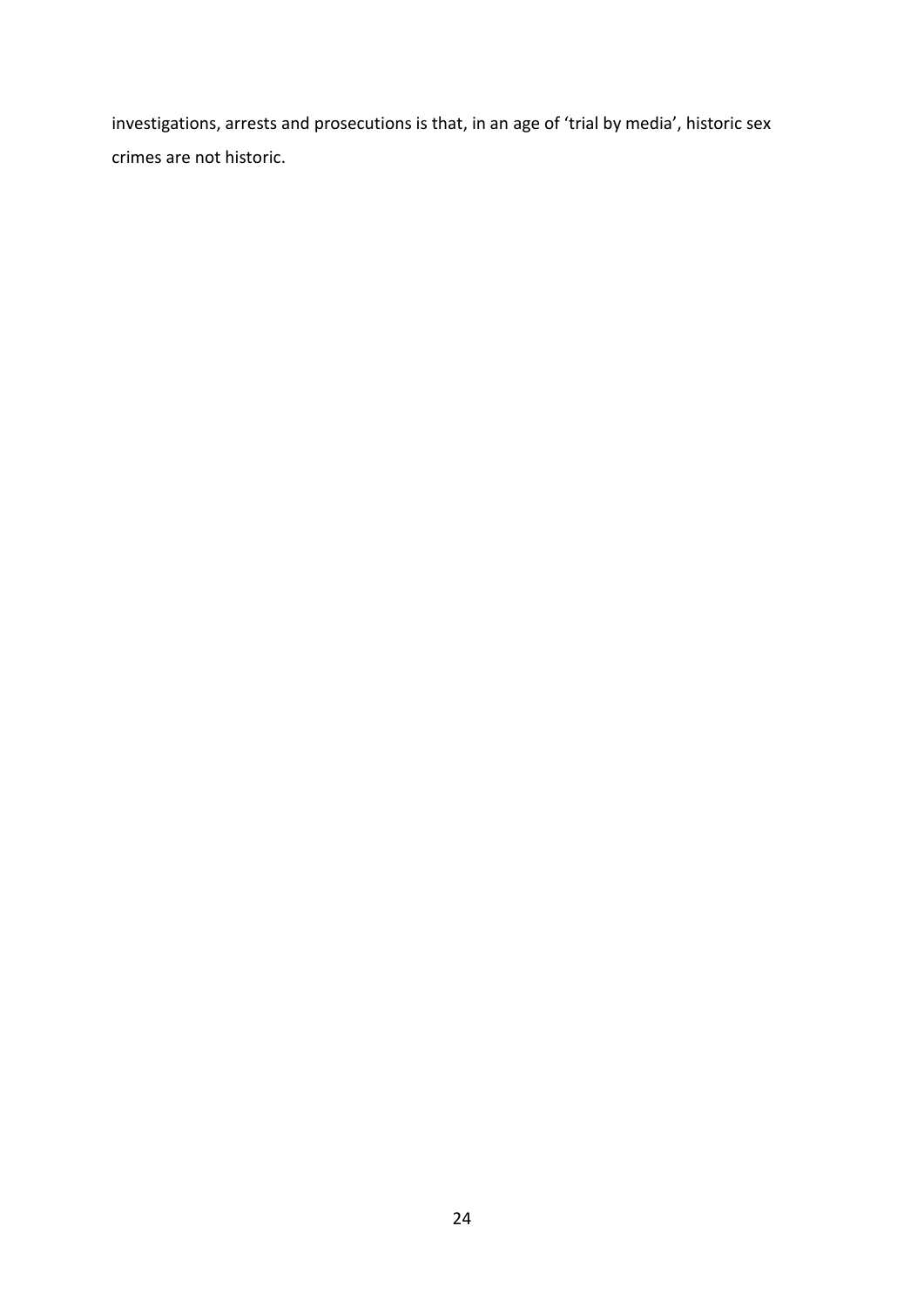investigations, arrests and prosecutions is that, in an age of 'trial by media', historic sex crimes are not historic.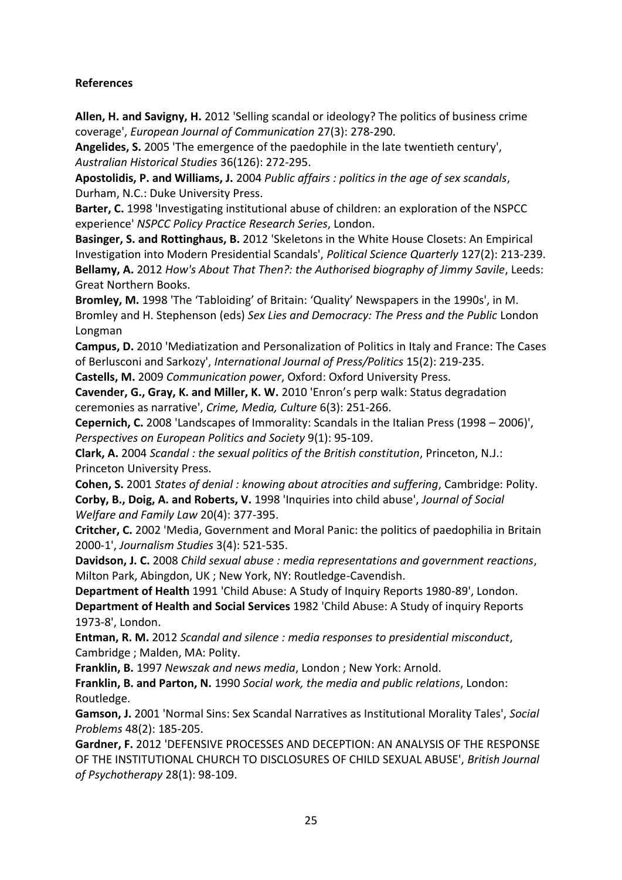**References**

**Allen, H. and Savigny, H.** 2012 'Selling scandal or ideology? The politics of business crime coverage', *European Journal of Communication* 27(3): 278-290.

**Angelides, S.** 2005 'The emergence of the paedophile in the late twentieth century', *Australian Historical Studies* 36(126): 272-295.

**Apostolidis, P. and Williams, J.** 2004 *Public affairs : politics in the age of sex scandals*, Durham, N.C.: Duke University Press.

**Barter, C.** 1998 'Investigating institutional abuse of children: an exploration of the NSPCC experience' *NSPCC Policy Practice Research Series*, London.

**Basinger, S. and Rottinghaus, B.** 2012 'Skeletons in the White House Closets: An Empirical Investigation into Modern Presidential Scandals', *Political Science Quarterly* 127(2): 213-239.

**Bellamy, A.** 2012 *How's About That Then?: the Authorised biography of Jimmy Savile*, Leeds: Great Northern Books.

**Bromley, M.** 1998 'The 'Tabloiding' of Britain: 'Quality' Newspapers in the 1990s', in M. Bromley and H. Stephenson (eds) *Sex Lies and Democracy: The Press and the Public* London Longman

**Campus, D.** 2010 'Mediatization and Personalization of Politics in Italy and France: The Cases of Berlusconi and Sarkozy', *International Journal of Press/Politics* 15(2): 219-235.

**Castells, M.** 2009 *Communication power*, Oxford: Oxford University Press.

**Cavender, G., Gray, K. and Miller, K. W.** 2010 'Enron's perp walk: Status degradation ceremonies as narrative', *Crime, Media, Culture* 6(3): 251-266.

**Cepernich, C.** 2008 'Landscapes of Immorality: Scandals in the Italian Press (1998 – 2006)', *Perspectives on European Politics and Society* 9(1): 95-109.

**Clark, A.** 2004 *Scandal : the sexual politics of the British constitution*, Princeton, N.J.: Princeton University Press.

**Cohen, S.** 2001 *States of denial : knowing about atrocities and suffering*, Cambridge: Polity.

**Corby, B., Doig, A. and Roberts, V.** 1998 'Inquiries into child abuse', *Journal of Social Welfare and Family Law* 20(4): 377-395.

**Critcher, C.** 2002 'Media, Government and Moral Panic: the politics of paedophilia in Britain 2000-1', *Journalism Studies* 3(4): 521-535.

**Davidson, J. C.** 2008 *Child sexual abuse : media representations and government reactions*, Milton Park, Abingdon, UK ; New York, NY: Routledge-Cavendish.

**Department of Health** 1991 'Child Abuse: A Study of Inquiry Reports 1980-89', London.

**Department of Health and Social Services** 1982 'Child Abuse: A Study of inquiry Reports 1973-8', London.

**Entman, R. M.** 2012 *Scandal and silence : media responses to presidential misconduct*, Cambridge ; Malden, MA: Polity.

**Franklin, B.** 1997 *Newszak and news media*, London ; New York: Arnold.

**Franklin, B. and Parton, N.** 1990 *Social work, the media and public relations*, London: Routledge.

**Gamson, J.** 2001 'Normal Sins: Sex Scandal Narratives as Institutional Morality Tales', *Social Problems* 48(2): 185-205.

**Gardner, F.** 2012 'DEFENSIVE PROCESSES AND DECEPTION: AN ANALYSIS OF THE RESPONSE OF THE INSTITUTIONAL CHURCH TO DISCLOSURES OF CHILD SEXUAL ABUSE', *British Journal of Psychotherapy* 28(1): 98-109.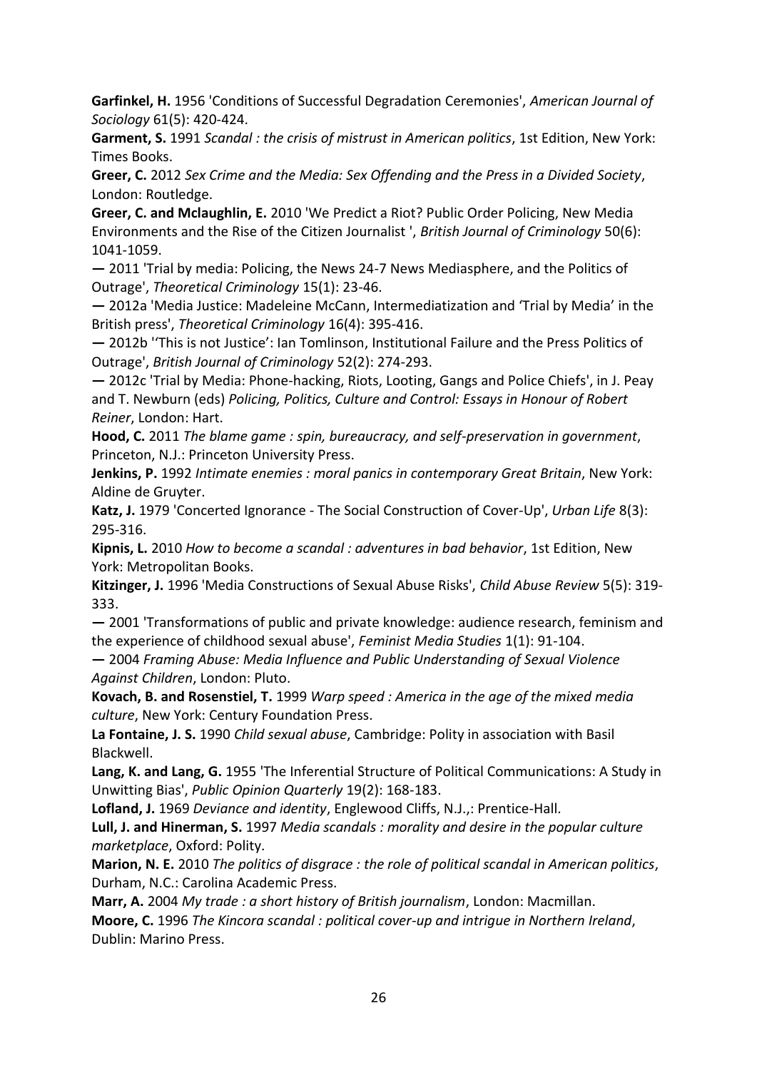**Garfinkel, H.** 1956 'Conditions of Successful Degradation Ceremonies', *American Journal of Sociology* 61(5): 420-424.

**Garment, S.** 1991 *Scandal : the crisis of mistrust in American politics*, 1st Edition, New York: Times Books.

**Greer, C.** 2012 *Sex Crime and the Media: Sex Offending and the Press in a Divided Society*, London: Routledge.

**Greer, C. and Mclaughlin, E.** 2010 'We Predict a Riot? Public Order Policing, New Media Environments and the Rise of the Citizen Journalist ', *British Journal of Criminology* 50(6): 1041-1059.

**—** 2011 'Trial by media: Policing, the News 24-7 News Mediasphere, and the Politics of Outrage', *Theoretical Criminology* 15(1): 23-46.

**—** 2012a 'Media Justice: Madeleine McCann, Intermediatization and 'Trial by Media' in the British press', *Theoretical Criminology* 16(4): 395-416.

**—** 2012b ''This is not Justice': Ian Tomlinson, Institutional Failure and the Press Politics of Outrage', *British Journal of Criminology* 52(2): 274-293.

**—** 2012c 'Trial by Media: Phone-hacking, Riots, Looting, Gangs and Police Chiefs', in J. Peay and T. Newburn (eds) *Policing, Politics, Culture and Control: Essays in Honour of Robert Reiner*, London: Hart.

**Hood, C.** 2011 *The blame game : spin, bureaucracy, and self-preservation in government*, Princeton, N.J.: Princeton University Press.

**Jenkins, P.** 1992 *Intimate enemies : moral panics in contemporary Great Britain*, New York: Aldine de Gruyter.

**Katz, J.** 1979 'Concerted Ignorance - The Social Construction of Cover-Up', *Urban Life* 8(3): 295-316.

**Kipnis, L.** 2010 *How to become a scandal : adventures in bad behavior*, 1st Edition, New York: Metropolitan Books.

**Kitzinger, J.** 1996 'Media Constructions of Sexual Abuse Risks', *Child Abuse Review* 5(5): 319-333.

**—** 2001 'Transformations of public and private knowledge: audience research, feminism and the experience of childhood sexual abuse', *Feminist Media Studies* 1(1): 91-104.

**—** 2004 *Framing Abuse: Media Influence and Public Understanding of Sexual Violence Against Children*, London: Pluto.

**Kovach, B. and Rosenstiel, T.** 1999 *Warp speed : America in the age of the mixed media culture*, New York: Century Foundation Press.

**La Fontaine, J. S.** 1990 *Child sexual abuse*, Cambridge: Polity in association with Basil Blackwell.

**Lang, K. and Lang, G.** 1955 'The Inferential Structure of Political Communications: A Study in Unwitting Bias', *Public Opinion Quarterly* 19(2): 168-183.

**Lofland, J.** 1969 *Deviance and identity*, Englewood Cliffs, N.J.,: Prentice-Hall.

**Lull, J. and Hinerman, S.** 1997 *Media scandals : morality and desire in the popular culture marketplace*, Oxford: Polity.

**Marion, N. E.** 2010 *The politics of disgrace : the role of political scandal in American politics*, Durham, N.C.: Carolina Academic Press.

**Marr, A.** 2004 *My trade : a short history of British journalism*, London: Macmillan.

**Moore, C.** 1996 *The Kincora scandal : political cover-up and intrigue in Northern Ireland*, Dublin: Marino Press.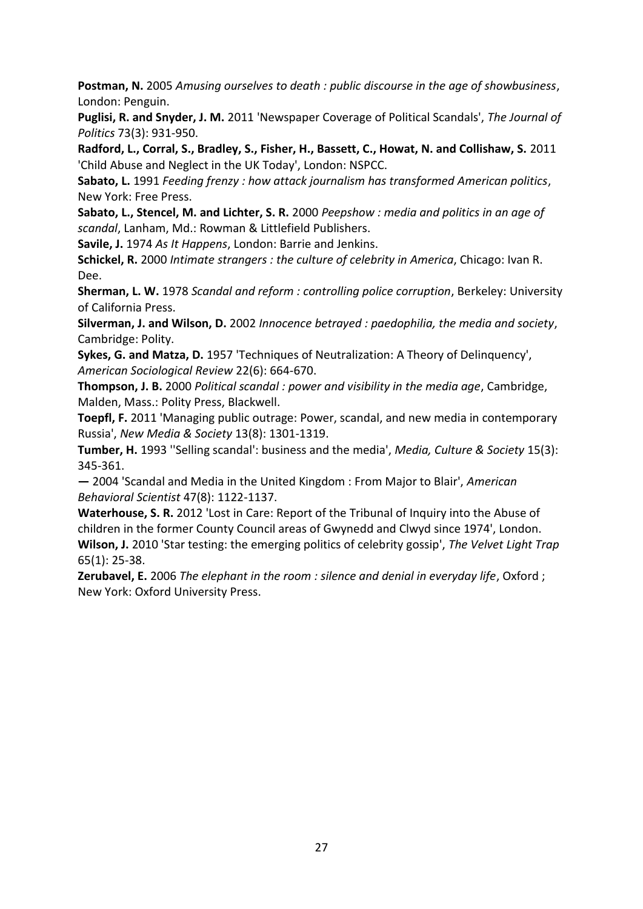**Postman, N.** 2005 *Amusing ourselves to death : public discourse in the age of showbusiness*, London: Penguin.

**Puglisi, R. and Snyder, J. M.** 2011 'Newspaper Coverage of Political Scandals', *The Journal of Politics* 73(3): 931-950.

**Radford, L., Corral, S., Bradley, S., Fisher, H., Bassett, C., Howat, N. and Collishaw, S.** 2011 'Child Abuse and Neglect in the UK Today', London: NSPCC.

**Sabato, L.** 1991 *Feeding frenzy : how attack journalism has transformed American politics*, New York: Free Press.

**Sabato, L., Stencel, M. and Lichter, S. R.** 2000 *Peepshow : media and politics in an age of scandal*, Lanham, Md.: Rowman & Littlefield Publishers.

**Savile, J.** 1974 *As It Happens*, London: Barrie and Jenkins.

**Schickel, R.** 2000 *Intimate strangers : the culture of celebrity in America*, Chicago: Ivan R. Dee.

**Sherman, L. W.** 1978 *Scandal and reform : controlling police corruption*, Berkeley: University of California Press.

**Silverman, J. and Wilson, D.** 2002 *Innocence betrayed : paedophilia, the media and society*, Cambridge: Polity.

**Sykes, G. and Matza, D.** 1957 'Techniques of Neutralization: A Theory of Delinquency', *American Sociological Review* 22(6): 664-670.

**Thompson, J. B.** 2000 *Political scandal : power and visibility in the media age*, Cambridge, Malden, Mass.: Polity Press, Blackwell.

**Toepfl, F.** 2011 'Managing public outrage: Power, scandal, and new media in contemporary Russia', *New Media & Society* 13(8): 1301-1319.

**Tumber, H.** 1993 ''Selling scandal': business and the media', *Media, Culture & Society* 15(3): 345-361.

**—** 2004 'Scandal and Media in the United Kingdom : From Major to Blair', *American Behavioral Scientist* 47(8): 1122-1137.

**Waterhouse, S. R.** 2012 'Lost in Care: Report of the Tribunal of Inquiry into the Abuse of children in the former County Council areas of Gwynedd and Clwyd since 1974', London.

**Wilson, J.** 2010 'Star testing: the emerging politics of celebrity gossip', *The Velvet Light Trap* 65(1): 25-38.

**Zerubavel, E.** 2006 *The elephant in the room : silence and denial in everyday life*, Oxford ; New York: Oxford University Press.